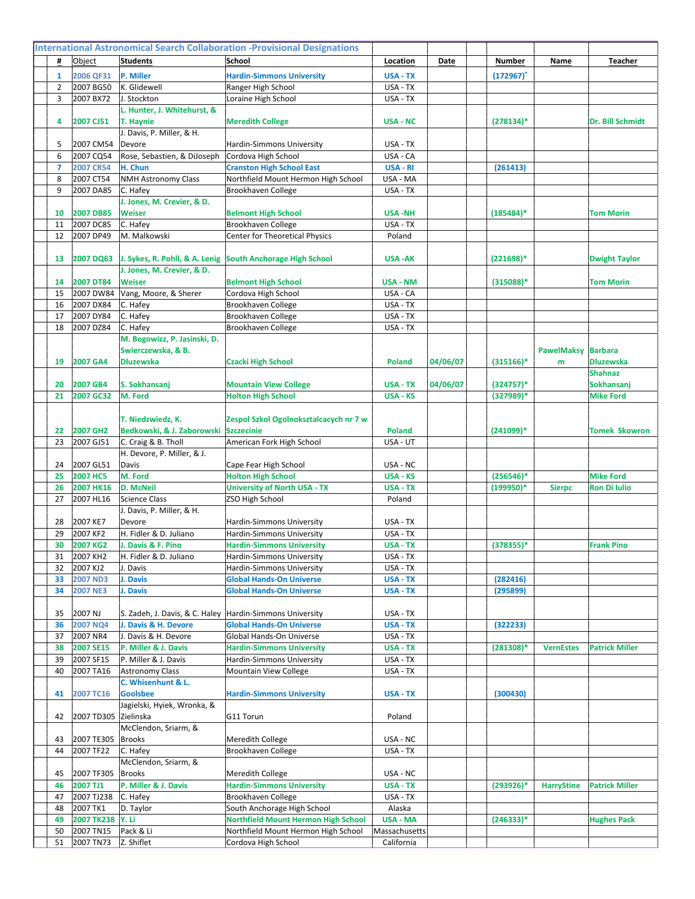## International Astronomical Search Collaboration -Provisional Designations

| # | Object | Students | School | Location | Date | | Number | Name | Teacher |
|---|---|---|---|---|---|---|---|---|---|
| 1 | 2006 QF31 | P. Miller | Hardin-Simmons University | USA - TX | | | (172967)+ | | |
| 2 | 2007 BG50 | K. Glidewell | Ranger High School | USA - TX | | | | | |
| 3 | 2007 BX72 | J. Stockton | Loraine High School | USA - TX | | | | | |
| 4 | 2007 CJ51 | L. Hunter, J. Whitehurst, & T. Haynie | Meredith College | USA - NC | | | (278134)* | | Dr. Bill Schmidt |
| 5 | 2007 CM54 | J. Davis, P. Miller, & H. Devore | Hardin-Simmons University | USA - TX | | | | | |
| 6 | 2007 CQ54 | Rose, Sebastien, & DiJoseph | Cordova High School | USA - CA | | | | | |
| 7 | 2007 CR54 | H. Chun | Cranston High School East | USA - RI | | | (261413) | | |
| 8 | 2007 CT54 | NMH Astronomy Class | Northfield Mount Hermon High School | USA - MA | | | | | |
| 9 | 2007 DA85 | C. Hafey | Brookhaven College | USA - TX | | | | | |
| 10 | 2007 DB85 | J. Jones, M. Crevier, & D. Weiser | Belmont High School | USA -NH | | | (185484)* | | Tom Morin |
| 11 | 2007 DC85 | C. Hafey | Brookhaven College | USA - TX | | | | | |
| 12 | 2007 DP49 | M. Malkowski | Center for Theoretical Physics | Poland | | | | | |
| 13 | 2007 DQ63 | J. Sykes, R. Pohll, & A. Lenig | South Anchorage High School | USA -AK | | | (221698)* | | Dwight Taylor |
| 14 | 2007 DT84 | J. Jones, M. Crevier, & D. Weiser | Belmont High School | USA - NM | | | (315088)* | | Tom Morin |
| 15 | 2007 DW84 | Vang, Moore, & Sherer | Cordova High School | USA - CA | | | | | |
| 16 | 2007 DX84 | C. Hafey | Brookhaven College | USA - TX | | | | | |
| 17 | 2007 DY84 | C. Hafey | Brookhaven College | USA - TX | | | | | |
| 18 | 2007 DZ84 | C. Hafey | Brookhaven College | USA - TX | | | | | |
| 19 | 2007 GA4 | M. Bogowicz, P. Jasinski, D. Swierczewska, & B. Dluzewska | Czacki High School | Poland | 04/06/07 | | (315166)* | PawelMaksym | Barbara Dluzewska |
| 20 | 2007 GB4 | S. Sokhansanj | Mountain View College | USA - TX | 04/06/07 | | (324757)* | | Shahnaz Sokhansanj |
| 21 | 2007 GC32 | M. Ford | Holton High School | USA - KS | | | (327989)* | | Mike Ford |
| 22 | 2007 GH2 | T. Niedzwiedz, K. Bedkowski, & J. Zaborowski | Zespol Szkol Ogolnoksztalcacych nr 7 w Szczecinie | Poland | | | (241099)* | | Tomek Skowron |
| 23 | 2007 GJ51 | C. Craig & B. Tholl | American Fork High School | USA - UT | | | | | |
| 24 | 2007 GL51 | H. Devore, P. Miller, & J. Davis | Cape Fear High School | USA - NC | | | | | |
| 25 | 2007 HC5 | M. Ford | Holton High School | USA - KS | | | (256546)* | | Mike Ford |
| 26 | 2007 HK16 | D. McNeil | University of North USA - TX | USA - TX | | | (199950)* | Sierpc | Ron Di Iulio |
| 27 | 2007 HL16 | Science Class | ZSO High School | Poland | | | | | |
| 28 | 2007 KE7 | J. Davis, P. Miller, & H. Devore | Hardin-Simmons University | USA - TX | | | | | |
| 29 | 2007 KF2 | H. Fidler & D. Juliano | Hardin-Simmons University | USA - TX | | | | | |
| 30 | 2007 KG2 | J. Davis & F. Pino | Hardin-Simmons University | USA - TX | | | (378355)* | | Frank Pino |
| 31 | 2007 KH2 | H. Fidler & D. Juliano | Hardin-Simmons University | USA - TX | | | | | |
| 32 | 2007 KJ2 | J. Davis | Hardin-Simmons University | USA - TX | | | | | |
| 33 | 2007 ND3 | J. Davis | Global Hands-On Universe | USA - TX | | | (282416) | | |
| 34 | 2007 NE3 | J. Davis | Global Hands-On Universe | USA - TX | | | (295899) | | |
| 35 | 2007 NJ | S. Zadeh, J. Davis, & C. Haley | Hardin-Simmons University | USA - TX | | | | | |
| 36 | 2007 NQ4 | J. Davis & H. Devore | Global Hands-On Universe | USA - TX | | | (322233) | | |
| 37 | 2007 NR4 | J. Davis & H. Devore | Global Hands-On Universe | USA - TX | | | | | |
| 38 | 2007 SE15 | P. Miller & J. Davis | Hardin-Simmons University | USA - TX | | | (281308)* | VernEstes | Patrick Miller |
| 39 | 2007 SF15 | P. Miller & J. Davis | Hardin-Simmons University | USA - TX | | | | | |
| 40 | 2007 TA16 | Astronomy Class | Mountain View College | USA - TX | | | | | |
| 41 | 2007 TC16 | C. Whisenhunt & L. Goolsbee | Hardin-Simmons University | USA - TX | | | (300430) | | |
| 42 | 2007 TD305 | Jagielski, Hyiek, Wronka, & Zielinska | G11 Torun | Poland | | | | | |
| 43 | 2007 TE305 | McClendon, Sriarm, & Brooks | Meredith College | USA - NC | | | | | |
| 44 | 2007 TF22 | C. Hafey | Brookhaven College | USA - TX | | | | | |
| 45 | 2007 TF305 | McClendon, Sriarm, & Brooks | Meredith College | USA - NC | | | | | |
| 46 | 2007 TJ1 | P. Miller & J. Davis | Hardin-Simmons University | USA - TX | | | (293926)* | HarryStine | Patrick Miller |
| 47 | 2007 TJ238 | C. Hafey | Brookhaven College | USA - TX | | | | | |
| 48 | 2007 TK1 | D. Taylor | South Anchorage High School | Alaska | | | | | |
| 49 | 2007 TK238 | Y. Li | Northfield Mount Hermon High School | USA - MA | | | (246333)* | | Hughes Pack |
| 50 | 2007 TN15 | Pack & Li | Northfield Mount Hermon High School | Massachusetts | | | | | |
| 51 | 2007 TN73 | Z. Shiflet | Cordova High School | California | | | | | |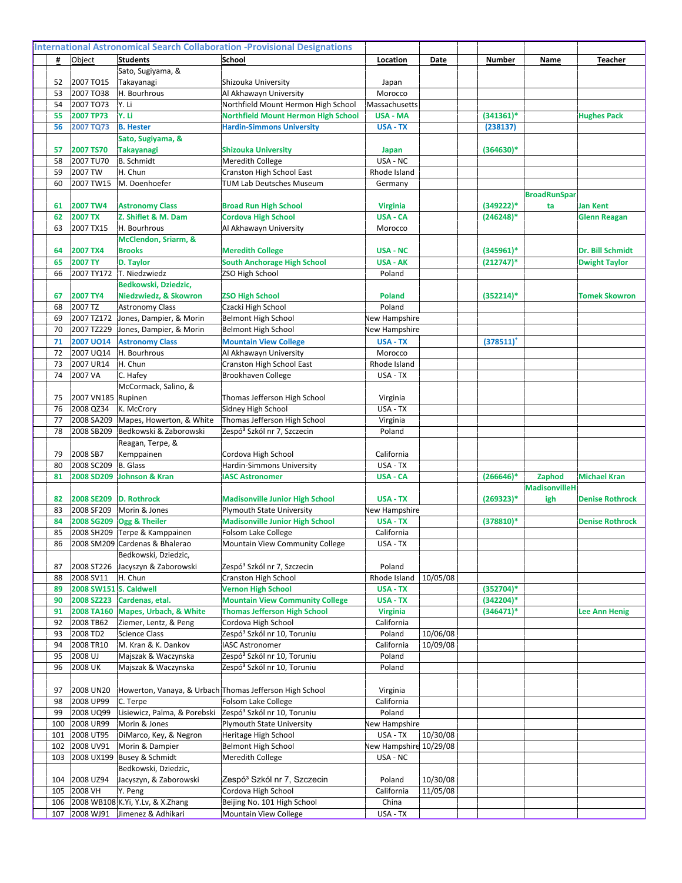## International Astronomical Search Collaboration -Provisional Designations

| # | Object | Students | School | Location | Date | | Number | Name | Teacher |
|---|---|---|---|---|---|---|---|---|---|
| 52 | 2007 TO15 | Sato, Sugiyama, & Takayanagi | Shizouka University | Japan | | | | | |
| 53 | 2007 TO38 | H. Bourhrous | Al Akhawayn University | Morocco | | | | | |
| 54 | 2007 TO73 | Y. Li | Northfield Mount Hermon High School | Massachusetts | | | | | |
| 55 | 2007 TP73 | Y. Li | Northfield Mount Hermon High School | USA - MA | | | (341361)* | | Hughes Pack |
| 56 | 2007 TQ73 | B. Hester | Hardin-Simmons University | USA - TX | | | (238137) | | |
| 57 | 2007 TS70 | Sato, Sugiyama, & Takayanagi | Shizouka University | Japan | | | (364630)* | | |
| 58 | 2007 TU70 | B. Schmidt | Meredith College | USA - NC | | | | | |
| 59 | 2007 TW | H. Chun | Cranston High School East | Rhode Island | | | | | |
| 60 | 2007 TW15 | M. Doenhoefer | TUM Lab Deutsches Museum | Germany | | | | | |
| 61 | 2007 TW4 | Astronomy Class | Broad Run High School | Virginia | | | (349222)* | BroadRunSparta | Jan Kent |
| 62 | 2007 TX | Z. Shiflet & M. Dam | Cordova High School | USA - CA | | | (246248)* | | Glenn Reagan |
| 63 | 2007 TX15 | H. Bourhrous | Al Akhawayn University | Morocco | | | | | |
| 64 | 2007 TX4 | McClendon, Sriarm, & Brooks | Meredith College | USA - NC | | | (345961)* | | Dr. Bill Schmidt |
| 65 | 2007 TY | D. Taylor | South Anchorage High School | USA - AK | | | (212747)* | | Dwight Taylor |
| 66 | 2007 TY172 | T. Niedzwiedz | ZSO High School | Poland | | | | | |
| 67 | 2007 TY4 | Bedkowski, Dziedzic, Niedzwiedz, & Skowron | ZSO High School | Poland | | | (352214)* | | Tomek Skowron |
| 68 | 2007 TZ | Astronomy Class | Czacki High School | Poland | | | | | |
| 69 | 2007 TZ172 | Jones, Dampier, & Morin | Belmont High School | New Hampshire | | | | | |
| 70 | 2007 TZ229 | Jones, Dampier, & Morin | Belmont High School | New Hampshire | | | | | |
| 71 | 2007 UO14 | Astronomy Class | Mountain View College | USA - TX | | | (378511)[+] | | |
| 72 | 2007 UQ14 | H. Bourhrous | Al Akhawayn University | Morocco | | | | | |
| 73 | 2007 UR14 | H. Chun | Cranston High School East | Rhode Island | | | | | |
| 74 | 2007 VA | C. Hafey | Brookhaven College | USA - TX | | | | | |
| 75 | 2007 VN185 | McCormack, Salino, & Rupinen | Thomas Jefferson High School | Virginia | | | | | |
| 76 | 2008 QZ34 | K. McCrory | Sidney High School | USA - TX | | | | | |
| 77 | 2008 SA209 | Mapes, Howerton, & White | Thomas Jefferson High School | Virginia | | | | | |
| 78 | 2008 SB209 | Bedkowski & Zaborowski | Zespó³ Szkól nr 7, Szczecin | Poland | | | | | |
| 79 | 2008 SB7 | Reagan, Terpe, & Kemppainen | Cordova High School | California | | | | | |
| 80 | 2008 SC209 | B. Glass | Hardin-Simmons University | USA - TX | | | | | |
| 81 | 2008 SD209 | Johnson & Kran | IASC Astronomer | USA - CA | | | (266646)* | Zaphod | Michael Kran |
| 82 | 2008 SE209 | D. Rothrock | Madisonville Junior High School | USA - TX | | | (269323)* | MadisonvilleHigh | Denise Rothrock |
| 83 | 2008 SF209 | Morin & Jones | Plymouth State University | New Hampshire | | | | | |
| 84 | 2008 SG209 | Ogg & Theiler | Madisonville Junior High School | USA - TX | | | (378810)* | | Denise Rothrock |
| 85 | 2008 SH209 | Terpe & Kamppainen | Folsom Lake College | California | | | | | |
| 86 | 2008 SM209 | Cardenas & Bhalerao | Mountain View Community College | USA - TX | | | | | |
| 87 | 2008 ST226 | Bedkowski, Dziedzic, Jacyszyn & Zaborowski | Zespó³ Szkól nr 7, Szczecin | Poland | | | | | |
| 88 | 2008 SV11 | H. Chun | Cranston High School | Rhode Island | 10/05/08 | | | | |
| 89 | 2008 SW151 | S. Caldwell | Vernon High School | USA - TX | | | (352704)* | | |
| 90 | 2008 SZ223 | Cardenas, etal. | Mountain View Community College | USA - TX | | | (342204)* | | |
| 91 | 2008 TA160 | Mapes, Urbach, & White | Thomas Jefferson High School | Virginia | | | (346471)* | | Lee Ann Henig |
| 92 | 2008 TB62 | Ziemer, Lentz, & Peng | Cordova High School | California | | | | | |
| 93 | 2008 TD2 | Science Class | Zespó³ Szkól nr 10, Toruniu | Poland | 10/06/08 | | | | |
| 94 | 2008 TR10 | M. Kran & K. Dankov | IASC Astronomer | California | 10/09/08 | | | | |
| 95 | 2008 UJ | Majszak & Waczynska | Zespó³ Szkól nr 10, Toruniu | Poland | | | | | |
| 96 | 2008 UK | Majszak & Waczynska | Zespó³ Szkól nr 10, Toruniu | Poland | | | | | |
| 97 | 2008 UN20 | Howerton, Vanaya, & Urbach | Thomas Jefferson High School | Virginia | | | | | |
| 98 | 2008 UP99 | C. Terpe | Folsom Lake College | California | | | | | |
| 99 | 2008 UQ99 | Lisiewicz, Palma, & Porebski | Zespó³ Szkól nr 10, Toruniu | Poland | | | | | |
| 100 | 2008 UR99 | Morin & Jones | Plymouth State University | New Hampshire | | | | | |
| 101 | 2008 UT95 | DiMarco, Key, & Negron | Heritage High School | USA - TX | 10/30/08 | | | | |
| 102 | 2008 UV91 | Morin & Dampier | Belmont High School | New Hampshire | 10/29/08 | | | | |
| 103 | 2008 UX199 | Busey & Schmidt | Meredith College | USA - NC | | | | | |
| 104 | 2008 UZ94 | Bedkowski, Dziedzic, Jacyszyn, & Zaborowski | Zespó³ Szkól nr 7, Szczecin | Poland | 10/30/08 | | | | |
| 105 | 2008 VH | Y. Peng | Cordova High School | California | 11/05/08 | | | | |
| 106 | 2008 WB108 | K.Yi, Y.Lv, & X.Zhang | Beijing No. 101 High School | China | | | | | |
| 107 | 2008 WJ91 | Jimenez & Adhikari | Mountain View College | USA - TX | | | | | |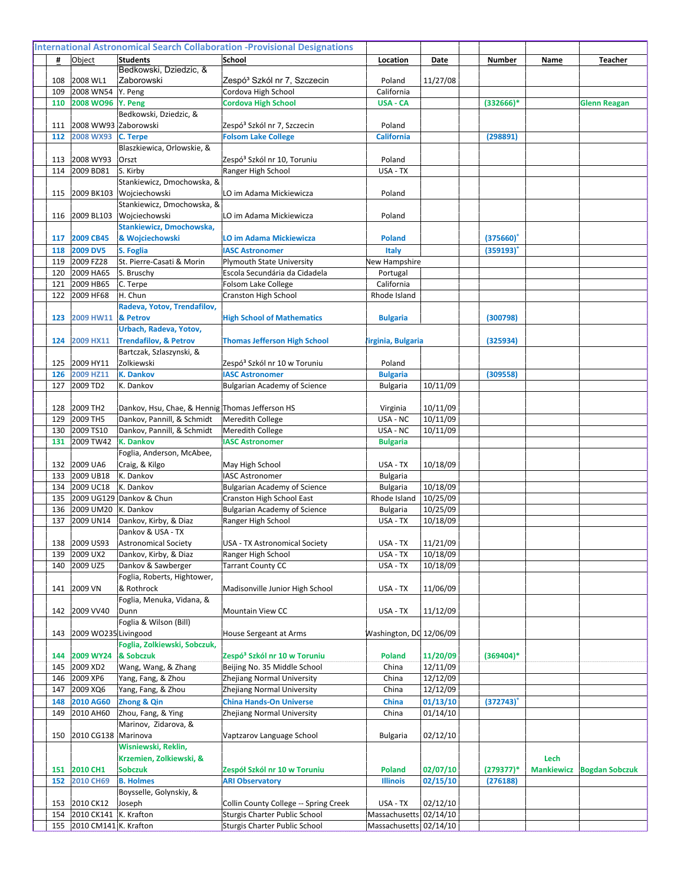## International Astronomical Search Collaboration -Provisional Designations

| # | Object | Students | School | Location | Date | | Number | Name | Teacher |
|---|---|---|---|---|---|---|---|---|---|
| 108 | 2008 WL1 | Bedkowski, Dziedzic, & Zaborowski | Zespó³ Szkól nr 7, Szczecin | Poland | 11/27/08 | | | | |
| 109 | 2008 WN54 | Y. Peng | Cordova High School | California | | | | | |
| 110 | 2008 WO96 | Y. Peng | Cordova High School | USA - CA | | | (332666)* | | Glenn Reagan |
| 111 | 2008 WW93 | Bedkowski, Dziedzic, & Zaborowski | Zespó³ Szkól nr 7, Szczecin | Poland | | | | | |
| 112 | 2008 WX93 | C. Terpe | Folsom Lake College | California | | | (298891) | | |
| 113 | 2008 WY93 | Blaszkiewica, Orlowskie, & Orszt | Zespó³ Szkól nr 10, Toruniu | Poland | | | | | |
| 114 | 2009 BD81 | S. Kirby | Ranger High School | USA - TX | | | | | |
| 115 | 2009 BK103 | Stankiewicz, Dmochowska, & Wojciechowski | LO im Adama Mickiewicza | Poland | | | | | |
| 116 | 2009 BL103 | Stankiewicz, Dmochowska, & Wojciechowski | LO im Adama Mickiewicza | Poland | | | | | |
| 117 | 2009 CB45 | Stankiewicz, Dmochowska, & Wojciechowski | LO im Adama Mickiewicza | Poland | | | (375660)+ | | |
| 118 | 2009 DV5 | S. Foglia | IASC Astronomer | Italy | | | (359193)+ | | |
| 119 | 2009 FZ28 | St. Pierre-Casati & Morin | Plymouth State University | New Hampshire | | | | | |
| 120 | 2009 HA65 | S. Bruschy | Escola Secundária da Cidadela | Portugal | | | | | |
| 121 | 2009 HB65 | C. Terpe | Folsom Lake College | California | | | | | |
| 122 | 2009 HF68 | H. Chun | Cranston High School | Rhode Island | | | | | |
| 123 | 2009 HW11 | Radeva, Yotov, Trendafilov, & Petrov | High School of Mathematics | Bulgaria | | | (300798) | | |
| 124 | 2009 HX11 | Urbach, Radeva, Yotov, Trendafilov, & Petrov | Thomas Jefferson High School | Virginia, Bulgaria | | | (325934) | | |
| 125 | 2009 HY11 | Bartczak, Szlaszynski, & Zolkiewski | Zespó³ Szkól nr 10 w Toruniu | Poland | | | | | |
| 126 | 2009 HZ11 | K. Dankov | IASC Astronomer | Bulgaria | | | (309558) | | |
| 127 | 2009 TD2 | K. Dankov | Bulgarian Academy of Science | Bulgaria | 10/11/09 | | | | |
| 128 | 2009 TH2 | Dankov, Hsu, Chae, & Hennig | Thomas Jefferson HS | Virginia | 10/11/09 | | | | |
| 129 | 2009 TH5 | Dankov, Pannill, & Schmidt | Meredith College | USA - NC | 10/11/09 | | | | |
| 130 | 2009 TS10 | Dankov, Pannill, & Schmidt | Meredith College | USA - NC | 10/11/09 | | | | |
| 131 | 2009 TW42 | K. Dankov | IASC Astronomer | Bulgaria | | | | | |
| 132 | 2009 UA6 | Foglia, Anderson, McAbee, Craig, & Kilgo | May High School | USA - TX | 10/18/09 | | | | |
| 133 | 2009 UB18 | K. Dankov | IASC Astronomer | Bulgaria | | | | | |
| 134 | 2009 UC18 | K. Dankov | Bulgarian Academy of Science | Bulgaria | 10/18/09 | | | | |
| 135 | 2009 UG129 | Dankov & Chun | Cranston High School East | Rhode Island | 10/25/09 | | | | |
| 136 | 2009 UM20 | K. Dankov | Bulgarian Academy of Science | Bulgaria | 10/25/09 | | | | |
| 137 | 2009 UN14 | Dankov, Kirby, & Diaz | Ranger High School | USA - TX | 10/18/09 | | | | |
| 138 | 2009 US93 | Dankov & USA - TX Astronomical Society | USA - TX Astronomical Society | USA - TX | 11/21/09 | | | | |
| 139 | 2009 UX2 | Dankov, Kirby, & Diaz | Ranger High School | USA - TX | 10/18/09 | | | | |
| 140 | 2009 UZ5 | Dankov & Sawberger | Tarrant County CC | USA - TX | 10/18/09 | | | | |
| 141 | 2009 VN | Foglia, Roberts, Hightower, & Rothrock | Madisonville Junior High School | USA - TX | 11/06/09 | | | | |
| 142 | 2009 VV40 | Foglia, Menuka, Vidana, & Dunn | Mountain View CC | USA - TX | 11/12/09 | | | | |
| 143 | 2009 WO235 | Foglia & Wilson (Bill) Livingood | House Sergeant at Arms | Washington, DC | 12/06/09 | | | | |
| 144 | 2009 WY24 | Foglia, Zolkiewski, Sobczuk, & Sobczuk | Zespó³ Szkól nr 10 w Toruniu | Poland | 11/20/09 | | (369404)* | | |
| 145 | 2009 XD2 | Wang, Wang, & Zhang | Beijing No. 35 Middle School | China | 12/11/09 | | | | |
| 146 | 2009 XP6 | Yang, Fang, & Zhou | Zhejiang Normal University | China | 12/12/09 | | | | |
| 147 | 2009 XQ6 | Yang, Fang, & Zhou | Zhejiang Normal University | China | 12/12/09 | | | | |
| 148 | 2010 AG60 | Zhong & Qin | China Hands-On Universe | China | 01/13/10 | | (372743)+ | | |
| 149 | 2010 AH60 | Zhou, Fang, & Ying | Zhejiang Normal University | China | 01/14/10 | | | | |
| 150 | 2010 CG138 | Marinov, Zidarova, & Marinova | Vaptzarov Language School | Bulgaria | 02/12/10 | | | | |
| 151 | 2010 CH1 | Wisniewski, Reklin, Krzemien, Zolkiewski, & Sobczuk | Zespół Szkól nr 10 w Toruniu | Poland | 02/07/10 | | (279377)* | Lech Mankiewicz | Bogdan Sobczuk |
| 152 | 2010 CH69 | B. Holmes | ARI Observatory | Illinois | 02/15/10 | | (276188) | | |
| 153 | 2010 CK12 | Boysselle, Golynskiy, & Joseph | Collin County College -- Spring Creek | USA - TX | 02/12/10 | | | | |
| 154 | 2010 CK141 | K. Krafton | Sturgis Charter Public School | Massachusetts | 02/14/10 | | | | |
| 155 | 2010 CM141 | K. Krafton | Sturgis Charter Public School | Massachusetts | 02/14/10 | | | | |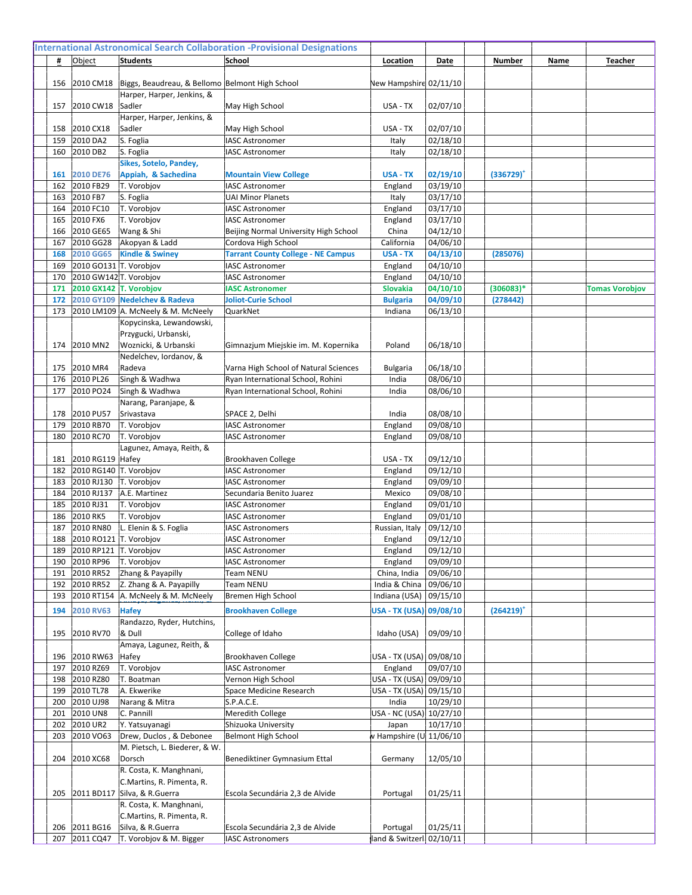**International Astronomical Search Collaboration -Provisional Designations**

| # | Object | Students | School | Location | Date | | Number | Name | Teacher |
|---|---|---|---|---|---|---|---|---|---|
| 156 | 2010 CM18 | Biggs, Beaudreau, & Bellomo | Belmont High School | New Hampshire | 02/11/10 | | | | |
| 157 | 2010 CW18 | Harper, Harper, Jenkins, & Sadler | May High School | USA - TX | 02/07/10 | | | | |
| 158 | 2010 CX18 | Harper, Harper, Jenkins, & Sadler | May High School | USA - TX | 02/07/10 | | | | |
| 159 | 2010 DA2 | S. Foglia | IASC Astronomer | Italy | 02/18/10 | | | | |
| 160 | 2010 DB2 | S. Foglia | IASC Astronomer | Italy | 02/18/10 | | | | |
| **161** | **2010 DE76** | **Sikes, Sotelo, Pandey, Appiah, & Sachedina** | **Mountain View College** | **USA - TX** | **02/19/10** | | **(336729)+** | | |
| 162 | 2010 FB29 | T. Vorobjov | IASC Astronomer | England | 03/19/10 | | | | |
| 163 | 2010 FB7 | S. Foglia | UAI Minor Planets | Italy | 03/17/10 | | | | |
| 164 | 2010 FC10 | T. Vorobjov | IASC Astronomer | England | 03/17/10 | | | | |
| 165 | 2010 FX6 | T. Vorobjov | IASC Astronomer | England | 03/17/10 | | | | |
| 166 | 2010 GE65 | Wang & Shi | Beijing Normal University High School | China | 04/12/10 | | | | |
| 167 | 2010 GG28 | Akopyan & Ladd | Cordova High School | California | 04/06/10 | | | | |
| **168** | **2010 GG65** | **Kindle & Swiney** | **Tarrant County College - NE Campus** | **USA - TX** | **04/13/10** | | **(285076)** | | |
| 169 | 2010 GO131 | T. Vorobjov | IASC Astronomer | England | 04/10/10 | | | | |
| 170 | 2010 GW142 | T. Vorobjov | IASC Astronomer | England | 04/10/10 | | | | |
| **171** | **2010 GX142** | **T. Vorobjov** | **IASC Astronomer** | **Slovakia** | **04/10/10** | | **(306083)*** | | **Tomas Vorobjov** |
| **172** | **2010 GY109** | **Nedelchev & Radeva** | **Joliot-Curie School** | **Bulgaria** | **04/09/10** | | **(278442)** | | |
| 173 | 2010 LM109 | A. McNeely & M. McNeely | QuarkNet | Indiana | 06/13/10 | | | | |
| 174 | 2010 MN2 | Kopycinska, Lewandowski, Przygucki, Urbanski, Woznicki, & Urbanski | Gimnazjum Miejskie im. M. Kopernika | Poland | 06/18/10 | | | | |
| 175 | 2010 MR4 | Nedelchev, Iordanov, & Radeva | Varna High School of Natural Sciences | Bulgaria | 06/18/10 | | | | |
| 176 | 2010 PL26 | Singh & Wadhwa | Ryan International School, Rohini | India | 08/06/10 | | | | |
| 177 | 2010 PO24 | Singh & Wadhwa | Ryan International School, Rohini | India | 08/06/10 | | | | |
| 178 | 2010 PU57 | Narang, Paranjape, & Srivastava | SPACE 2, Delhi | India | 08/08/10 | | | | |
| 179 | 2010 RB70 | T. Vorobjov | IASC Astronomer | England | 09/08/10 | | | | |
| 180 | 2010 RC70 | T. Vorobjov | IASC Astronomer | England | 09/08/10 | | | | |
| 181 | 2010 RG119 | Lagunez, Amaya, Reith, & Hafey | Brookhaven College | USA - TX | 09/12/10 | | | | |
| 182 | 2010 RG140 | T. Vorobjov | IASC Astronomer | England | 09/12/10 | | | | |
| 183 | 2010 RJ130 | T. Vorobjov | IASC Astronomer | England | 09/09/10 | | | | |
| 184 | 2010 RJ137 | A.E. Martinez | Secundaria Benito Juarez | Mexico | 09/08/10 | | | | |
| 185 | 2010 RJ31 | T. Vorobjov | IASC Astronomer | England | 09/01/10 | | | | |
| 186 | 2010 RK5 | T. Vorobjov | IASC Astronomer | England | 09/01/10 | | | | |
| 187 | 2010 RN80 | L. Elenin & S. Foglia | IASC Astronomers | Russian, Italy | 09/12/10 | | | | |
| 188 | 2010 RO121 | T. Vorobjov | IASC Astronomer | England | 09/12/10 | | | | |
| 189 | 2010 RP121 | T. Vorobjov | IASC Astronomer | England | 09/12/10 | | | | |
| 190 | 2010 RP96 | T. Vorobjov | IASC Astronomer | England | 09/09/10 | | | | |
| 191 | 2010 RR52 | Zhang & Payapilly | Team NENU | China, India | 09/06/10 | | | | |
| 192 | 2010 RR52 | Z. Zhang & A. Payapilly | Team NENU | India & China | 09/06/10 | | | | |
| 193 | 2010 RT154 | A. McNeely & M. McNeely | Bremen High School | Indiana (USA) | 09/15/10 | | | | |
| **194** | **2010 RV63** | **Hafey** | **Brookhaven College** | **USA - TX (USA)** | **09/08/10** | | **(264219)+** | | |
| 195 | 2010 RV70 | Randazzo, Ryder, Hutchins, & Dull | College of Idaho | Idaho (USA) | 09/09/10 | | | | |
| 196 | 2010 RW63 | Amaya, Lagunez, Reith, & Hafey | Brookhaven College | USA - TX (USA) | 09/08/10 | | | | |
| 197 | 2010 RZ69 | T. Vorobjov | IASC Astronomer | England | 09/07/10 | | | | |
| 198 | 2010 RZ80 | T. Boatman | Vernon High School | USA - TX (USA) | 09/09/10 | | | | |
| 199 | 2010 TL78 | A. Ekwerike | Space Medicine Research | USA - TX (USA) | 09/15/10 | | | | |
| 200 | 2010 UJ98 | Narang & Mitra | S.P.A.C.E. | India | 10/29/10 | | | | |
| 201 | 2010 UN8 | C. Pannill | Meredith College | USA - NC (USA) | 10/27/10 | | | | |
| 202 | 2010 UR2 | Y. Yatsuyanagi | Shizuoka University | Japan | 10/17/10 | | | | |
| 203 | 2010 VO63 | Drew, Duclos , & Debonee | Belmont High School | w Hampshire (U | 11/06/10 | | | | |
| 204 | 2010 XC68 | M. Pietsch, L. Biederer, & W. Dorsch | Benediktiner Gymnasium Ettal | Germany | 12/05/10 | | | | |
| 205 | 2011 BD117 | R. Costa, K. Manghnani, C.Martins, R. Pimenta, R. Silva, & R.Guerra | Escola Secundária 2,3 de Alvide | Portugal | 01/25/11 | | | | |
| 206 | 2011 BG16 | R. Costa, K. Manghnani, C.Martins, R. Pimenta, R. Silva, & R.Guerra | Escola Secundária 2,3 de Alvide | Portugal | 01/25/11 | | | | |
| 207 | 2011 CQ47 | T. Vorobjov & M. Bigger | IASC Astronomers | land & Switzerl | 02/10/11 | | | | |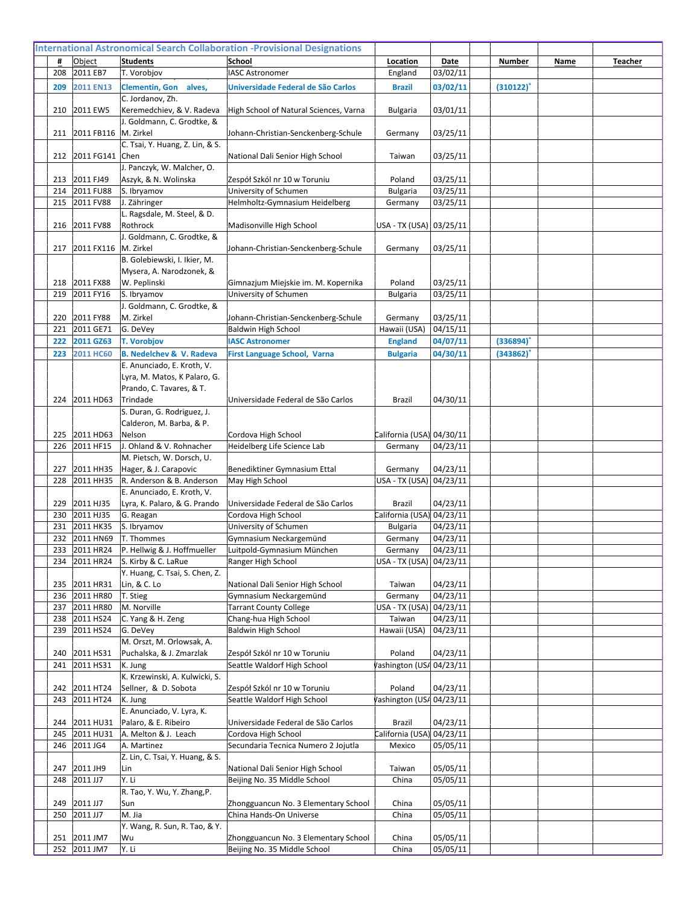## International Astronomical Search Collaboration -Provisional Designations

| # | Object | Students | School | Location | Date | | Number | Name | Teacher |
|---|---|---|---|---|---|---|---|---|---|
| 208 | 2011 EB7 | T. Vorobjov | IASC Astronomer | England | 03/02/11 | | | | |
| **209** | **2011 EN13** | **Clementin, Gon alves,** | **Universidade Federal de São Carlos** | **Brazil** | **03/02/11** | | **(310122)+** | | |
| 210 | 2011 EW5 | C. Jordanov, Zh. Keremedchiev, & V. Radeva | High School of Natural Sciences, Varna | Bulgaria | 03/01/11 | | | | |
| 211 | 2011 FB116 | J. Goldmann, C. Grodtke, & M. Zirkel | Johann-Christian-Senckenberg-Schule | Germany | 03/25/11 | | | | |
| 212 | 2011 FG141 | C. Tsai, Y. Huang, Z. Lin, & S. Chen | National Dali Senior High School | Taiwan | 03/25/11 | | | | |
| 213 | 2011 FJ49 | J. Panczyk, W. Malcher, O. Aszyk, & N. Wolinska | Zespół Szkól nr 10 w Toruniu | Poland | 03/25/11 | | | | |
| 214 | 2011 FU88 | S. Ibryamov | University of Schumen | Bulgaria | 03/25/11 | | | | |
| 215 | 2011 FV88 | J. Zähringer | Helmholtz-Gymnasium Heidelberg | Germany | 03/25/11 | | | | |
| 216 | 2011 FV88 | L. Ragsdale, M. Steel, & D. Rothrock | Madisonville High School | USA - TX (USA) | 03/25/11 | | | | |
| 217 | 2011 FX116 | J. Goldmann, C. Grodtke, & M. Zirkel | Johann-Christian-Senckenberg-Schule | Germany | 03/25/11 | | | | |
| 218 | 2011 FX88 | B. Golebiewski, I. Ikier, M. Mysera, A. Narodzonek, & W. Peplinski | Gimnazjum Miejskie im. M. Kopernika | Poland | 03/25/11 | | | | |
| 219 | 2011 FY16 | S. Ibryamov | University of Schumen | Bulgaria | 03/25/11 | | | | |
| 220 | 2011 FY88 | J. Goldmann, C. Grodtke, & M. Zirkel | Johann-Christian-Senckenberg-Schule | Germany | 03/25/11 | | | | |
| 221 | 2011 GE71 | G. DeVey | Baldwin High School | Hawaii (USA) | 04/15/11 | | | | |
| **222** | **2011 GZ63** | **T. Vorobjov** | **IASC Astronomer** | **England** | **04/07/11** | | **(336894)+** | | |
| **223** | **2011 HC60** | **B. Nedelchev & V. Radeva** | **First Language School, Varna** | **Bulgaria** | **04/30/11** | | **(343862)+** | | |
| 224 | 2011 HD63 | E. Anunciado, E. Kroth, V. Lyra, M. Matos, K Palaro, G. Prando, C. Tavares, & T. Trindade | Universidade Federal de São Carlos | Brazil | 04/30/11 | | | | |
| 225 | 2011 HD63 | S. Duran, G. Rodriguez, J. Calderon, M. Barba, & P. Nelson | Cordova High School | California (USA) | 04/30/11 | | | | |
| 226 | 2011 HF15 | J. Ohland & V. Rohnacher | Heidelberg Life Science Lab | Germany | 04/23/11 | | | | |
| 227 | 2011 HH35 | M. Pietsch, W. Dorsch, U. Hager, & J. Carapovic | Benediktiner Gymnasium Ettal | Germany | 04/23/11 | | | | |
| 228 | 2011 HH35 | R. Anderson & B. Anderson | May High School | USA - TX (USA) | 04/23/11 | | | | |
| 229 | 2011 HJ35 | E. Anunciado, E. Kroth, V. Lyra, K. Palaro, & G. Prando | Universidade Federal de São Carlos | Brazil | 04/23/11 | | | | |
| 230 | 2011 HJ35 | G. Reagan | Cordova High School | California (USA) | 04/23/11 | | | | |
| 231 | 2011 HK35 | S. Ibryamov | University of Schumen | Bulgaria | 04/23/11 | | | | |
| 232 | 2011 HN69 | T. Thommes | Gymnasium Neckargemünd | Germany | 04/23/11 | | | | |
| 233 | 2011 HR24 | P. Hellwig & J. Hoffmueller | Luitpold-Gymnasium München | Germany | 04/23/11 | | | | |
| 234 | 2011 HR24 | S. Kirby & C. LaRue | Ranger High School | USA - TX (USA) | 04/23/11 | | | | |
| 235 | 2011 HR31 | Y. Huang, C. Tsai, S. Chen, Z. Lin, & C. Lo | National Dali Senior High School | Taiwan | 04/23/11 | | | | |
| 236 | 2011 HR80 | T. Stieg | Gymnasium Neckargemünd | Germany | 04/23/11 | | | | |
| 237 | 2011 HR80 | M. Norville | Tarrant County College | USA - TX (USA) | 04/23/11 | | | | |
| 238 | 2011 HS24 | C. Yang & H. Zeng | Chang-hua High School | Taiwan | 04/23/11 | | | | |
| 239 | 2011 HS24 | G. DeVey | Baldwin High School | Hawaii (USA) | 04/23/11 | | | | |
| 240 | 2011 HS31 | M. Orszt, M. Orlowsak, A. Puchalska, & J. Zmarzlak | Zespół Szkól nr 10 w Toruniu | Poland | 04/23/11 | | | | |
| 241 | 2011 HS31 | K. Jung | Seattle Waldorf High School | Washington (USA) | 04/23/11 | | | | |
| 242 | 2011 HT24 | K. Krzewinski, A. Kulwicki, S. Sellner, & D. Sobota | Zespół Szkól nr 10 w Toruniu | Poland | 04/23/11 | | | | |
| 243 | 2011 HT24 | K. Jung | Seattle Waldorf High School | Washington (USA) | 04/23/11 | | | | |
| 244 | 2011 HU31 | E. Anunciado, V. Lyra, K. Palaro, & E. Ribeiro | Universidade Federal de São Carlos | Brazil | 04/23/11 | | | | |
| 245 | 2011 HU31 | A. Melton & J. Leach | Cordova High School | California (USA) | 04/23/11 | | | | |
| 246 | 2011 JG4 | A. Martinez | Secundaria Tecnica Numero 2 Jojutla | Mexico | 05/05/11 | | | | |
| 247 | 2011 JH9 | Z. Lin, C. Tsai, Y. Huang, & S. Lin | National Dali Senior High School | Taiwan | 05/05/11 | | | | |
| 248 | 2011 JJ7 | Y. Li | Beijing No. 35 Middle School | China | 05/05/11 | | | | |
| 249 | 2011 JJ7 | R. Tao, Y. Wu, Y. Zhang,P. Sun | Zhongguancun No. 3 Elementary School | China | 05/05/11 | | | | |
| 250 | 2011 JJ7 | M. Jia | China Hands-On Universe | China | 05/05/11 | | | | |
| 251 | 2011 JM7 | Y. Wang, R. Sun, R. Tao, & Y. Wu | Zhongguancun No. 3 Elementary School | China | 05/05/11 | | | | |
| 252 | 2011 JM7 | Y. Li | Beijing No. 35 Middle School | China | 05/05/11 | | | | |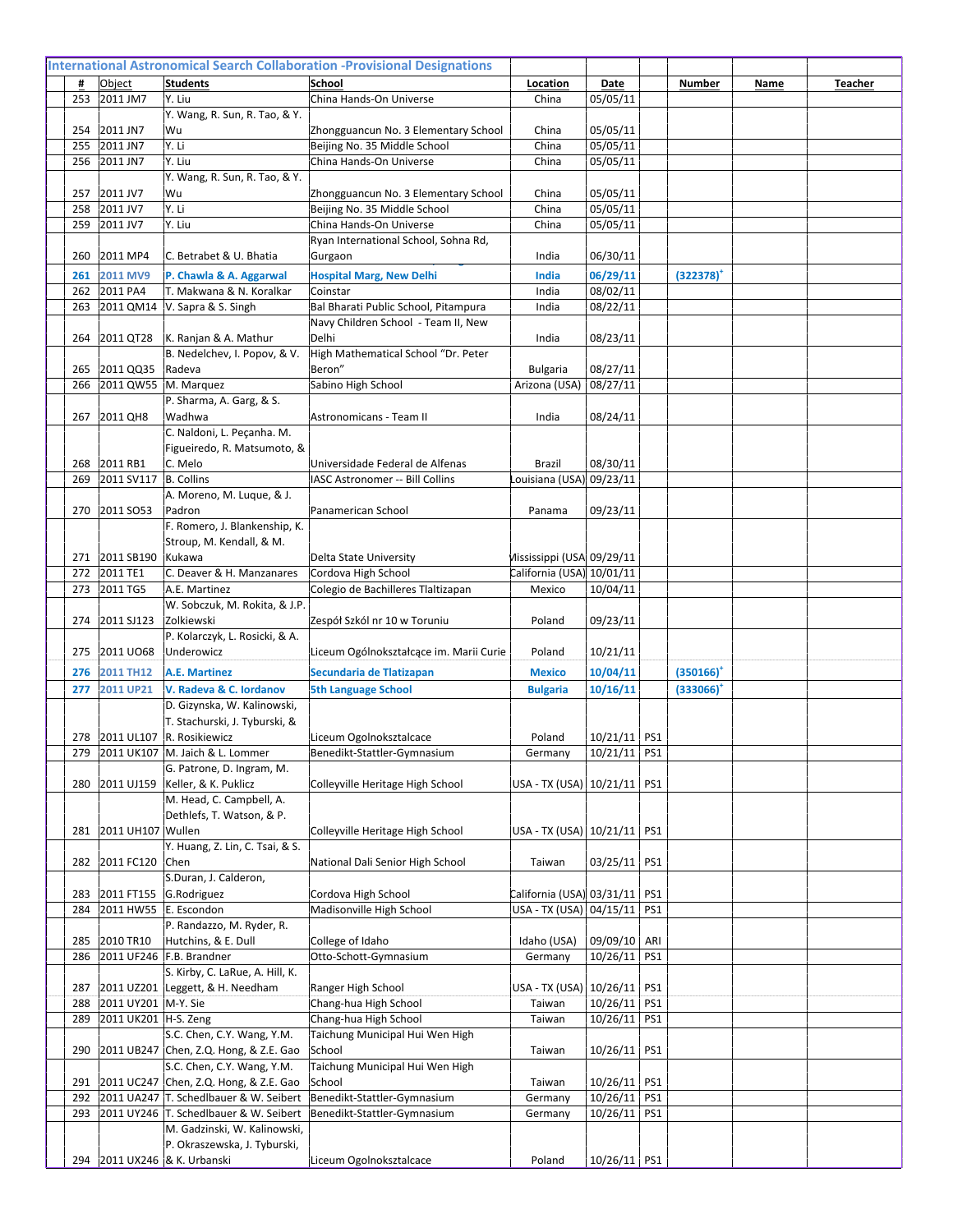## International Astronomical Search Collaboration -Provisional Designations

| # | Object | Students | School | Location | Date | | Number | Name | Teacher |
|---|---|---|---|---|---|---|---|---|---|
| 253 | 2011 JM7 | Y. Liu | China Hands-On Universe | China | 05/05/11 | | | | |
| 254 | 2011 JN7 | Y. Wang, R. Sun, R. Tao, & Y. Wu | Zhongguancun No. 3 Elementary School | China | 05/05/11 | | | | |
| 255 | 2011 JN7 | Y. Li | Beijing No. 35 Middle School | China | 05/05/11 | | | | |
| 256 | 2011 JN7 | Y. Liu | China Hands-On Universe | China | 05/05/11 | | | | |
| 257 | 2011 JV7 | Y. Wang, R. Sun, R. Tao, & Y. Wu | Zhongguancun No. 3 Elementary School | China | 05/05/11 | | | | |
| 258 | 2011 JV7 | Y. Li | Beijing No. 35 Middle School | China | 05/05/11 | | | | |
| 259 | 2011 JV7 | Y. Liu | China Hands-On Universe | China | 05/05/11 | | | | |
| 260 | 2011 MP4 | C. Betrabet & U. Bhatia | Ryan International School, Sohna Rd, Gurgaon | India | 06/30/11 | | | | |
| **261** | **2011 MV9** | **P. Chawla & A. Aggarwal** | **Hospital Marg, New Delhi** | **India** | **06/29/11** | | **(322378)+** | | |
| 262 | 2011 PA4 | T. Makwana & N. Koralkar | Coinstar | India | 08/02/11 | | | | |
| 263 | 2011 QM14 | V. Sapra & S. Singh | Bal Bharati Public School, Pitampura | India | 08/22/11 | | | | |
| 264 | 2011 QT28 | K. Ranjan & A. Mathur | Navy Children School - Team II, New Delhi | India | 08/23/11 | | | | |
| 265 | 2011 QQ35 | B. Nedelchev, I. Popov, & V. Radeva | High Mathematical School "Dr. Peter Beron" | Bulgaria | 08/27/11 | | | | |
| 266 | 2011 QW55 | M. Marquez | Sabino High School | Arizona (USA) | 08/27/11 | | | | |
| 267 | 2011 QH8 | P. Sharma, A. Garg, & S. Wadhwa | Astronomicans - Team II | India | 08/24/11 | | | | |
| 268 | 2011 RB1 | C. Naldoni, L. Peçanha. M. Figueiredo, R. Matsumoto, & C. Melo | Universidade Federal de Alfenas | Brazil | 08/30/11 | | | | |
| 269 | 2011 SV117 | B. Collins | IASC Astronomer -- Bill Collins | Louisiana (USA) | 09/23/11 | | | | |
| 270 | 2011 SO53 | A. Moreno, M. Luque, & J. Padron | Panamerican School | Panama | 09/23/11 | | | | |
| 271 | 2011 SB190 | F. Romero, J. Blankenship, K. Stroup, M. Kendall, & M. Kukawa | Delta State University | Mississippi (USA) | 09/29/11 | | | | |
| 272 | 2011 TE1 | C. Deaver & H. Manzanares | Cordova High School | California (USA) | 10/01/11 | | | | |
| 273 | 2011 TG5 | A.E. Martinez | Colegio de Bachilleres Tlaltizapan | Mexico | 10/04/11 | | | | |
| 274 | 2011 SJ123 | W. Sobczuk, M. Rokita, & J.P. Zolkiewski | Zespół Szkól nr 10 w Toruniu | Poland | 09/23/11 | | | | |
| 275 | 2011 UO68 | P. Kolarczyk, L. Rosicki, & A. Underowicz | Liceum Ogólnokształcące im. Marii Curie | Poland | 10/21/11 | | | | |
| **276** | **2011 TH12** | **A.E. Martinez** | **Secundaria de Tlatizapan** | **Mexico** | **10/04/11** | | **(350166)+** | | |
| **277** | **2011 UP21** | **V. Radeva & C. Iordanov** | **5th Language School** | **Bulgaria** | **10/16/11** | | **(333066)+** | | |
| 278 | 2011 UL107 | D. Gizynska, W. Kalinowski, T. Stachurski, J. Tyburski, & R. Rosikiewicz | Liceum Ogolnoksztalcace | Poland | 10/21/11 | PS1 | | | |
| 279 | 2011 UK107 | M. Jaich & L. Lommer | Benedikt-Stattler-Gymnasium | Germany | 10/21/11 | PS1 | | | |
| 280 | 2011 UJ159 | G. Patrone, D. Ingram, M. Keller, & K. Puklicz | Colleyville Heritage High School | USA - TX (USA) | 10/21/11 | PS1 | | | |
| 281 | 2011 UH107 | M. Head, C. Campbell, A. Dethlefs, T. Watson, & P. Wullen | Colleyville Heritage High School | USA - TX (USA) | 10/21/11 | PS1 | | | |
| 282 | 2011 FC120 | Y. Huang, Z. Lin, C. Tsai, & S. Chen | National Dali Senior High School | Taiwan | 03/25/11 | PS1 | | | |
| 283 | 2011 FT155 | S.Duran, J. Calderon, G.Rodriguez | Cordova High School | California (USA) | 03/31/11 | PS1 | | | |
| 284 | 2011 HW55 | E. Escondon | Madisonville High School | USA - TX (USA) | 04/15/11 | PS1 | | | |
| 285 | 2010 TR10 | P. Randazzo, M. Ryder, R. Hutchins, & E. Dull | College of Idaho | Idaho (USA) | 09/09/10 | ARI | | | |
| 286 | 2011 UF246 | F.B. Brandner | Otto-Schott-Gymnasium | Germany | 10/26/11 | PS1 | | | |
| 287 | 2011 UZ201 | S. Kirby, C. LaRue, A. Hill, K. Leggett, & H. Needham | Ranger High School | USA - TX (USA) | 10/26/11 | PS1 | | | |
| 288 | 2011 UY201 | M-Y. Sie | Chang-hua High School | Taiwan | 10/26/11 | PS1 | | | |
| 289 | 2011 UK201 | H-S. Zeng | Chang-hua High School | Taiwan | 10/26/11 | PS1 | | | |
| 290 | 2011 UB247 | S.C. Chen, C.Y. Wang, Y.M. Chen, Z.Q. Hong, & Z.E. Gao | Taichung Municipal Hui Wen High School | Taiwan | 10/26/11 | PS1 | | | |
| 291 | 2011 UC247 | S.C. Chen, C.Y. Wang, Y.M. Chen, Z.Q. Hong, & Z.E. Gao | Taichung Municipal Hui Wen High School | Taiwan | 10/26/11 | PS1 | | | |
| 292 | 2011 UA247 | T. Schedlbauer & W. Seibert | Benedikt-Stattler-Gymnasium | Germany | 10/26/11 | PS1 | | | |
| 293 | 2011 UY246 | T. Schedlbauer & W. Seibert | Benedikt-Stattler-Gymnasium | Germany | 10/26/11 | PS1 | | | |
| 294 | 2011 UX246 | M. Gadzinski, W. Kalinowski, P. Okraszewska, J. Tyburski, & K. Urbanski | Liceum Ogolnoksztalcace | Poland | 10/26/11 | PS1 | | | |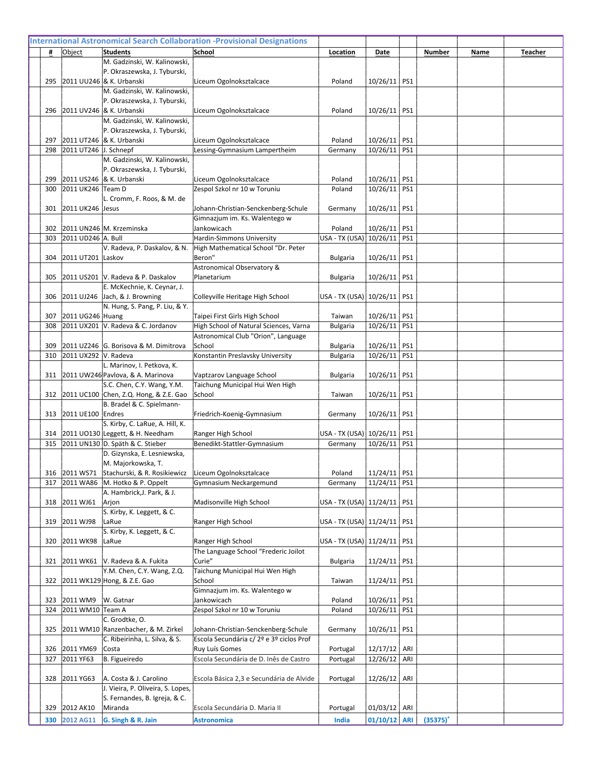## International Astronomical Search Collaboration -Provisional Designations

| # | Object | Students | School | Location | Date | | Number | Name | Teacher |
|---|---|---|---|---|---|---|---|---|---|
| 295 | 2011 UU246 | M. Gadzinski, W. Kalinowski, P. Okraszewska, J. Tyburski, & K. Urbanski | Liceum Ogolnoksztalcace | Poland | 10/26/11 | PS1 | | | |
| 296 | 2011 UV246 | M. Gadzinski, W. Kalinowski, P. Okraszewska, J. Tyburski, & K. Urbanski | Liceum Ogolnoksztalcace | Poland | 10/26/11 | PS1 | | | |
| 297 | 2011 UT246 | M. Gadzinski, W. Kalinowski, P. Okraszewska, J. Tyburski, & K. Urbanski | Liceum Ogolnoksztalcace | Poland | 10/26/11 | PS1 | | | |
| 298 | 2011 UT246 | J. Schnepf | Lessing-Gymnasium Lampertheim | Germany | 10/26/11 | PS1 | | | |
| 299 | 2011 US246 | M. Gadzinski, W. Kalinowski, P. Okraszewska, J. Tyburski, & K. Urbanski | Liceum Ogolnoksztalcace | Poland | 10/26/11 | PS1 | | | |
| 300 | 2011 UK246 | Team D | Zespol Szkol nr 10 w Toruniu | Poland | 10/26/11 | PS1 | | | |
| 301 | 2011 UK246 | L. Cromm, F. Roos, & M. de Jesus | Johann-Christian-Senckenberg-Schule | Germany | 10/26/11 | PS1 | | | |
| 302 | 2011 UN246 | M. Krzeminska | Gimnazjum im. Ks. Walentego w Jankowicach | Poland | 10/26/11 | PS1 | | | |
| 303 | 2011 UD246 | A. Bull | Hardin-Simmons University | USA - TX (USA) | 10/26/11 | PS1 | | | |
| 304 | 2011 UT201 | V. Radeva, P. Daskalov, & N. Laskov | High Mathematical School "Dr. Peter Beron" | Bulgaria | 10/26/11 | PS1 | | | |
| 305 | 2011 US201 | V. Radeva & P. Daskalov | Astronomical Observatory & Planetarium | Bulgaria | 10/26/11 | PS1 | | | |
| 306 | 2011 UJ246 | E. McKechnie, K. Ceynar, J. Jach, & J. Browning | Colleyville Heritage High School | USA - TX (USA) | 10/26/11 | PS1 | | | |
| 307 | 2011 UG246 | N. Hung, S. Pang, P. Liu, & Y. Huang | Taipei First Girls High School | Taiwan | 10/26/11 | PS1 | | | |
| 308 | 2011 UX201 | V. Radeva & C. Jordanov | High School of Natural Sciences, Varna | Bulgaria | 10/26/11 | PS1 | | | |
| 309 | 2011 UZ246 | G. Borisova & M. Dimitrova | Astronomical Club "Orion", Language School | Bulgaria | 10/26/11 | PS1 | | | |
| 310 | 2011 UX292 | V. Radeva | Konstantin Preslavsky University | Bulgaria | 10/26/11 | PS1 | | | |
| 311 | 2011 UW246 | L. Marinov, I. Petkova, K. Pavlova, & A. Marinova | Vaptzarov Language School | Bulgaria | 10/26/11 | PS1 | | | |
| 312 | 2011 UC100 | S.C. Chen, C.Y. Wang, Y.M. Chen, Z.Q. Hong, & Z.E. Gao | Taichung Municipal Hui Wen High School | Taiwan | 10/26/11 | PS1 | | | |
| 313 | 2011 UE100 | B. Bradel & C. Spielmann-Endres | Friedrich-Koenig-Gymnasium | Germany | 10/26/11 | PS1 | | | |
| 314 | 2011 UO130 | S. Kirby, C. LaRue, A. Hill, K. Leggett, & H. Needham | Ranger High School | USA - TX (USA) | 10/26/11 | PS1 | | | |
| 315 | 2011 UN130 | D. Späth & C. Stieber | Benedikt-Stattler-Gymnasium | Germany | 10/26/11 | PS1 | | | |
| 316 | 2011 WS71 | D. Gizynska, E. Lesniewska, M. Majorkowska, T. Stachurski, & R. Rosikiewicz | Liceum Ogolnoksztalcace | Poland | 11/24/11 | PS1 | | | |
| 317 | 2011 WA86 | M. Hotko & P. Oppelt | Gymnasium Neckargemund | Germany | 11/24/11 | PS1 | | | |
| 318 | 2011 WJ61 | A. Hambrick,J. Park, & J. Arjon | Madisonville High School | USA - TX (USA) | 11/24/11 | PS1 | | | |
| 319 | 2011 WJ98 | S. Kirby, K. Leggett, & C. LaRue | Ranger High School | USA - TX (USA) | 11/24/11 | PS1 | | | |
| 320 | 2011 WK98 | S. Kirby, K. Leggett, & C. LaRue | Ranger High School | USA - TX (USA) | 11/24/11 | PS1 | | | |
| 321 | 2011 WK61 | V. Radeva & A. Fukita | The Language School "Frederic Joilot Curie" | Bulgaria | 11/24/11 | PS1 | | | |
| 322 | 2011 WK129 | Y.M. Chen, C.Y. Wang, Z.Q. Hong, & Z.E. Gao | Taichung Municipal Hui Wen High School | Taiwan | 11/24/11 | PS1 | | | |
| 323 | 2011 WM9 | W. Gatnar | Gimnazjum im. Ks. Walentego w Jankowicach | Poland | 10/26/11 | PS1 | | | |
| 324 | 2011 WM10 | Team A | Zespol Szkol nr 10 w Toruniu | Poland | 10/26/11 | PS1 | | | |
| 325 | 2011 WM10 | C. Grodtke, O. Ranzenbacher, & M. Zirkel | Johann-Christian-Senckenberg-Schule | Germany | 10/26/11 | PS1 | | | |
| 326 | 2011 YM69 | C. Ribeirinha, L. Silva, & S. Costa | Escola Secundária c/ 2º e 3º ciclos Prof Ruy Luís Gomes | Portugal | 12/17/12 | ARI | | | |
| 327 | 2011 YF63 | B. Figueiredo | Escola Secundária de D. Inês de Castro | Portugal | 12/26/12 | ARI | | | |
| 328 | 2011 YG63 | A. Costa & J. Carolino | Escola Básica 2,3 e Secundária de Alvide | Portugal | 12/26/12 | ARI | | | |
| 329 | 2012 AK10 | J. Vieira, P. Oliveira, S. Lopes, S. Fernandes, B. Igreja, & C. Miranda | Escola Secundária D. Maria II | Portugal | 01/03/12 | ARI | | | |
| **330** | **2012 AG11** | **G. Singh & R. Jain** | **Astronomica** | **India** | **01/10/12** | **ARI** | **(35375)$^{+}$** | | |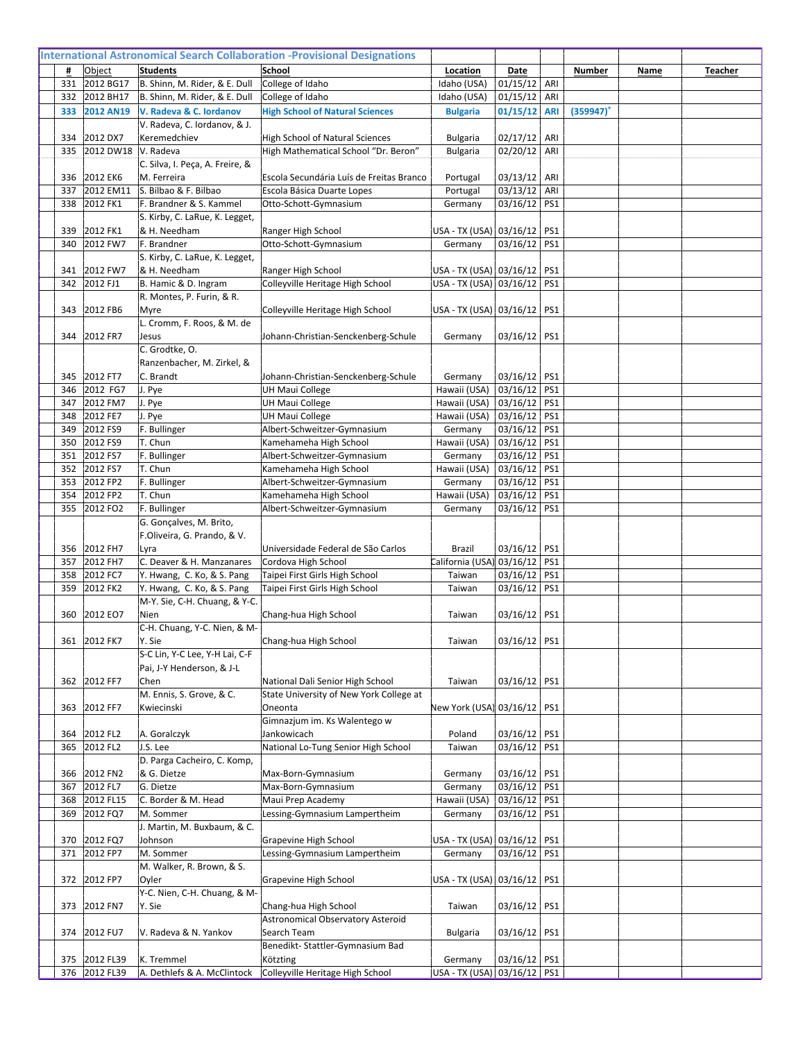## International Astronomical Search Collaboration -Provisional Designations

| # | Object | Students | School | Location | Date | | Number | Name | Teacher |
|---|---|---|---|---|---|---|---|---|---|
| 331 | 2012 BG17 | B. Shinn, M. Rider, & E. Dull | College of Idaho | Idaho (USA) | 01/15/12 | ARI | | | |
| 332 | 2012 BH17 | B. Shinn, M. Rider, & E. Dull | College of Idaho | Idaho (USA) | 01/15/12 | ARI | | | |
| **333** | **2012 AN19** | **V. Radeva & C. Iordanov** | **High School of Natural Sciences** | **Bulgaria** | **01/15/12** | **ARI** | **(359947)[+]** | | |
| 334 | 2012 DX7 | V. Radeva, C. Iordanov, & J. Keremedchiev | High School of Natural Sciences | Bulgaria | 02/17/12 | ARI | | | |
| 335 | 2012 DW18 | V. Radeva | High Mathematical School "Dr. Beron" | Bulgaria | 02/20/12 | ARI | | | |
| 336 | 2012 EK6 | C. Silva, I. Peça, A. Freire, & M. Ferreira | Escola Secundária Luís de Freitas Branco | Portugal | 03/13/12 | ARI | | | |
| 337 | 2012 EM11 | S. Bilbao & F. Bilbao | Escola Básica Duarte Lopes | Portugal | 03/13/12 | ARI | | | |
| 338 | 2012 FK1 | F. Brandner & S. Kammel | Otto-Schott-Gymnasium | Germany | 03/16/12 | PS1 | | | |
| 339 | 2012 FK1 | S. Kirby, C. LaRue, K. Legget, & H. Needham | Ranger High School | USA - TX (USA) | 03/16/12 | PS1 | | | |
| 340 | 2012 FW7 | F. Brandner | Otto-Schott-Gymnasium | Germany | 03/16/12 | PS1 | | | |
| 341 | 2012 FW7 | S. Kirby, C. LaRue, K. Legget, & H. Needham | Ranger High School | USA - TX (USA) | 03/16/12 | PS1 | | | |
| 342 | 2012 FJ1 | B. Hamic & D. Ingram | Colleyville Heritage High School | USA - TX (USA) | 03/16/12 | PS1 | | | |
| 343 | 2012 FB6 | R. Montes, P. Furin, & R. Myre | Colleyville Heritage High School | USA - TX (USA) | 03/16/12 | PS1 | | | |
| 344 | 2012 FR7 | L. Cromm, F. Roos, & M. de Jesus | Johann-Christian-Senckenberg-Schule | Germany | 03/16/12 | PS1 | | | |
| 345 | 2012 FT7 | C. Grodtke, O. Ranzenbacher, M. Zirkel, & C. Brandt | Johann-Christian-Senckenberg-Schule | Germany | 03/16/12 | PS1 | | | |
| 346 | 2012 FG7 | J. Pye | UH Maui College | Hawaii (USA) | 03/16/12 | PS1 | | | |
| 347 | 2012 FM7 | J. Pye | UH Maui College | Hawaii (USA) | 03/16/12 | PS1 | | | |
| 348 | 2012 FE7 | J. Pye | UH Maui College | Hawaii (USA) | 03/16/12 | PS1 | | | |
| 349 | 2012 FS9 | F. Bullinger | Albert-Schweitzer-Gymnasium | Germany | 03/16/12 | PS1 | | | |
| 350 | 2012 FS9 | T. Chun | Kamehameha High School | Hawaii (USA) | 03/16/12 | PS1 | | | |
| 351 | 2012 FS7 | F. Bullinger | Albert-Schweitzer-Gymnasium | Germany | 03/16/12 | PS1 | | | |
| 352 | 2012 FS7 | T. Chun | Kamehameha High School | Hawaii (USA) | 03/16/12 | PS1 | | | |
| 353 | 2012 FP2 | F. Bullinger | Albert-Schweitzer-Gymnasium | Germany | 03/16/12 | PS1 | | | |
| 354 | 2012 FP2 | T. Chun | Kamehameha High School | Hawaii (USA) | 03/16/12 | PS1 | | | |
| 355 | 2012 FO2 | F. Bullinger | Albert-Schweitzer-Gymnasium | Germany | 03/16/12 | PS1 | | | |
| 356 | 2012 FH7 | G. Gonçalves, M. Brito, F.Oliveira, G. Prando, & V. Lyra | Universidade Federal de São Carlos | Brazil | 03/16/12 | PS1 | | | |
| 357 | 2012 FH7 | C. Deaver & H. Manzanares | Cordova High School | California (USA) | 03/16/12 | PS1 | | | |
| 358 | 2012 FC7 | Y. Hwang, C. Ko, & S. Pang | Taipei First Girls High School | Taiwan | 03/16/12 | PS1 | | | |
| 359 | 2012 FK2 | Y. Hwang, C. Ko, & S. Pang | Taipei First Girls High School | Taiwan | 03/16/12 | PS1 | | | |
| 360 | 2012 EO7 | M-Y. Sie, C-H. Chuang, & Y-C. Nien | Chang-hua High School | Taiwan | 03/16/12 | PS1 | | | |
| 361 | 2012 FK7 | C-H. Chuang, Y-C. Nien, & M-Y. Sie | Chang-hua High School | Taiwan | 03/16/12 | PS1 | | | |
| 362 | 2012 FF7 | S-C Lin, Y-C Lee, Y-H Lai, C-F Pai, J-Y Henderson, & J-L Chen | National Dali Senior High School | Taiwan | 03/16/12 | PS1 | | | |
| 363 | 2012 FF7 | M. Ennis, S. Grove, & C. Kwiecinski | State University of New York College at Oneonta | New York (USA) | 03/16/12 | PS1 | | | |
| 364 | 2012 FL2 | A. Goralczyk | Gimnazjum im. Ks Walentego w Jankowicach | Poland | 03/16/12 | PS1 | | | |
| 365 | 2012 FL2 | J.S. Lee | National Lo-Tung Senior High School | Taiwan | 03/16/12 | PS1 | | | |
| 366 | 2012 FN2 | D. Parga Cacheiro, C. Komp, & G. Dietze | Max-Born-Gymnasium | Germany | 03/16/12 | PS1 | | | |
| 367 | 2012 FL7 | G. Dietze | Max-Born-Gymnasium | Germany | 03/16/12 | PS1 | | | |
| 368 | 2012 FL15 | C. Border & M. Head | Maui Prep Academy | Hawaii (USA) | 03/16/12 | PS1 | | | |
| 369 | 2012 FQ7 | M. Sommer | Lessing-Gymnasium Lampertheim | Germany | 03/16/12 | PS1 | | | |
| 370 | 2012 FQ7 | J. Martin, M. Buxbaum, & C. Johnson | Grapevine High School | USA - TX (USA) | 03/16/12 | PS1 | | | |
| 371 | 2012 FP7 | M. Sommer | Lessing-Gymnasium Lampertheim | Germany | 03/16/12 | PS1 | | | |
| 372 | 2012 FP7 | M. Walker, R. Brown, & S. Oyler | Grapevine High School | USA - TX (USA) | 03/16/12 | PS1 | | | |
| 373 | 2012 FN7 | Y-C. Nien, C-H. Chuang, & M-Y. Sie | Chang-hua High School | Taiwan | 03/16/12 | PS1 | | | |
| 374 | 2012 FU7 | V. Radeva & N. Yankov | Astronomical Observatory Asteroid Search Team | Bulgaria | 03/16/12 | PS1 | | | |
| 375 | 2012 FL39 | K. Tremmel | Benedikt- Stattler-Gymnasium Bad Kötzting | Germany | 03/16/12 | PS1 | | | |
| 376 | 2012 FL39 | A. Dethlefs & A. McClintock | Colleyville Heritage High School | USA - TX (USA) | 03/16/12 | PS1 | | | |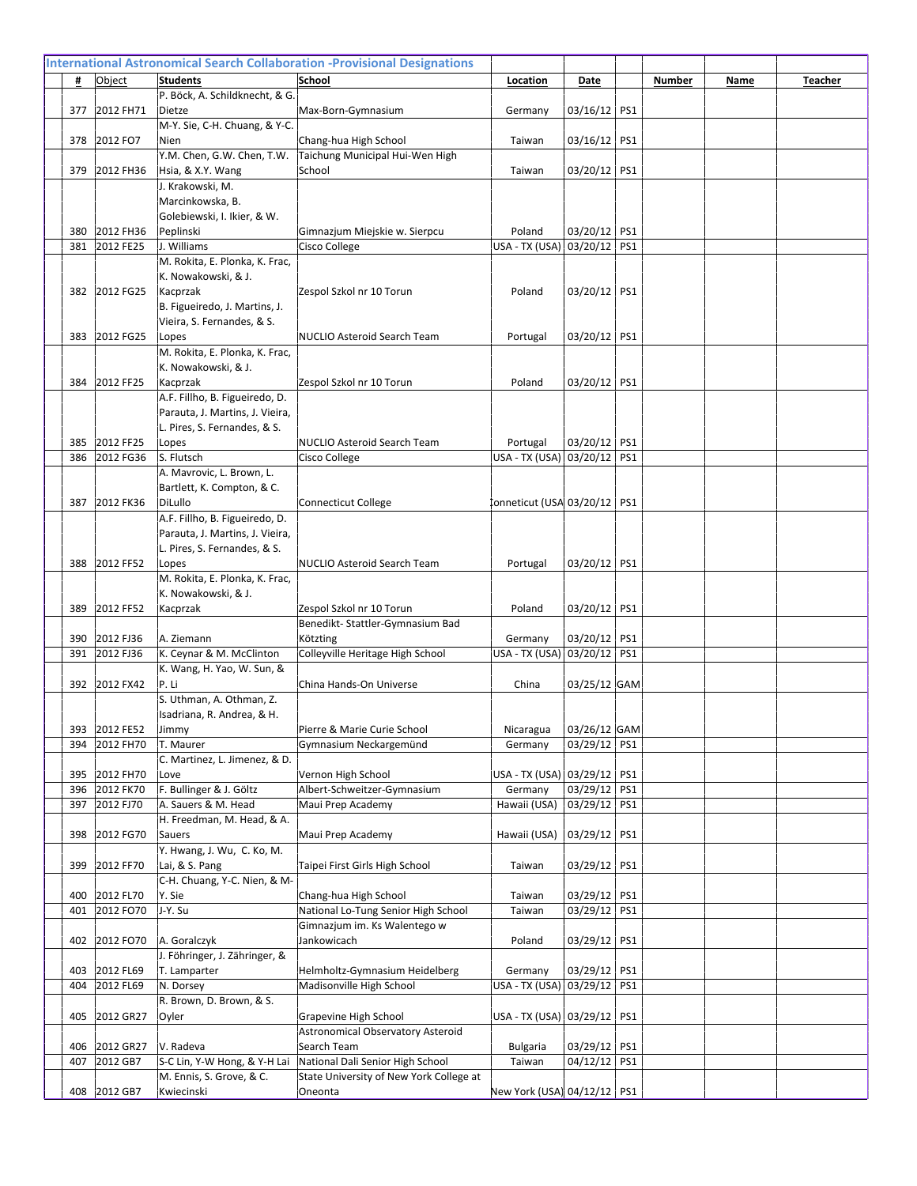## International Astronomical Search Collaboration -Provisional Designations

| # | Object | Students | School | Location | Date | | Number | Name | Teacher |
|---|---|---|---|---|---|---|---|---|---|
| 377 | 2012 FH71 | P. Böck, A. Schildknecht, & G. Dietze | Max-Born-Gymnasium | Germany | 03/16/12 | PS1 | | | |
| 378 | 2012 FO7 | M-Y. Sie, C-H. Chuang, & Y-C. Nien | Chang-hua High School | Taiwan | 03/16/12 | PS1 | | | |
| 379 | 2012 FH36 | Y.M. Chen, G.W. Chen, T.W. Hsia, & X.Y. Wang | Taichung Municipal Hui-Wen High School | Taiwan | 03/20/12 | PS1 | | | |
| 380 | 2012 FH36 | J. Krakowski, M. Marcinkowska, B. Golebiewski, I. Ikier, & W. Peplinski | Gimnazjum Miejskie w. Sierpcu | Poland | 03/20/12 | PS1 | | | |
| 381 | 2012 FE25 | J. Williams | Cisco College | USA - TX (USA) | 03/20/12 | PS1 | | | |
| 382 | 2012 FG25 | M. Rokita, E. Plonka, K. Frac, K. Nowakowski, & J. Kacprzak | Zespol Szkol nr 10 Torun | Poland | 03/20/12 | PS1 | | | |
| 383 | 2012 FG25 | B. Figueiredo, J. Martins, J. Vieira, S. Fernandes, & S. Lopes | NUCLIO Asteroid Search Team | Portugal | 03/20/12 | PS1 | | | |
| 384 | 2012 FF25 | M. Rokita, E. Plonka, K. Frac, K. Nowakowski, & J. Kacprzak | Zespol Szkol nr 10 Torun | Poland | 03/20/12 | PS1 | | | |
| 385 | 2012 FF25 | A.F. Fillho, B. Figueiredo, D. Parauta, J. Martins, J. Vieira, L. Pires, S. Fernandes, & S. Lopes | NUCLIO Asteroid Search Team | Portugal | 03/20/12 | PS1 | | | |
| 386 | 2012 FG36 | S. Flutsch | Cisco College | USA - TX (USA) | 03/20/12 | PS1 | | | |
| 387 | 2012 FK36 | A. Mavrovic, L. Brown, L. Bartlett, K. Compton, & C. DiLullo | Connecticut College | Conneticut (USA | 03/20/12 | PS1 | | | |
| 388 | 2012 FF52 | A.F. Fillho, B. Figueiredo, D. Parauta, J. Martins, J. Vieira, L. Pires, S. Fernandes, & S. Lopes | NUCLIO Asteroid Search Team | Portugal | 03/20/12 | PS1 | | | |
| 389 | 2012 FF52 | M. Rokita, E. Plonka, K. Frac, K. Nowakowski, & J. Kacprzak | Zespol Szkol nr 10 Torun | Poland | 03/20/12 | PS1 | | | |
| 390 | 2012 FJ36 | A. Ziemann | Benedikt- Stattler-Gymnasium Bad Kötzting | Germany | 03/20/12 | PS1 | | | |
| 391 | 2012 FJ36 | K. Ceynar & M. McClinton | Colleyville Heritage High School | USA - TX (USA) | 03/20/12 | PS1 | | | |
| 392 | 2012 FX42 | K. Wang, H. Yao, W. Sun, & P. Li | China Hands-On Universe | China | 03/25/12 | GAM | | | |
| 393 | 2012 FE52 | S. Uthman, A. Othman, Z. Isadriana, R. Andrea, & H. Jimmy | Pierre & Marie Curie School | Nicaragua | 03/26/12 | GAM | | | |
| 394 | 2012 FH70 | T. Maurer | Gymnasium Neckargemünd | Germany | 03/29/12 | PS1 | | | |
| 395 | 2012 FH70 | C. Martinez, L. Jimenez, & D. Love | Vernon High School | USA - TX (USA) | 03/29/12 | PS1 | | | |
| 396 | 2012 FK70 | F. Bullinger & J. Göltz | Albert-Schweitzer-Gymnasium | Germany | 03/29/12 | PS1 | | | |
| 397 | 2012 FJ70 | A. Sauers & M. Head | Maui Prep Academy | Hawaii (USA) | 03/29/12 | PS1 | | | |
| 398 | 2012 FG70 | H. Freedman, M. Head, & A. Sauers | Maui Prep Academy | Hawaii (USA) | 03/29/12 | PS1 | | | |
| 399 | 2012 FF70 | Y. Hwang, J. Wu, C. Ko, M. Lai, & S. Pang | Taipei First Girls High School | Taiwan | 03/29/12 | PS1 | | | |
| 400 | 2012 FL70 | C-H. Chuang, Y-C. Nien, & M-Y. Sie | Chang-hua High School | Taiwan | 03/29/12 | PS1 | | | |
| 401 | 2012 FO70 | J-Y. Su | National Lo-Tung Senior High School | Taiwan | 03/29/12 | PS1 | | | |
| 402 | 2012 FO70 | A. Goralczyk | Gimnazjum im. Ks Walentego w Jankowicach | Poland | 03/29/12 | PS1 | | | |
| 403 | 2012 FL69 | J. Föhringer, J. Zähringer, & T. Lamparter | Helmholtz-Gymnasium Heidelberg | Germany | 03/29/12 | PS1 | | | |
| 404 | 2012 FL69 | N. Dorsey | Madisonville High School | USA - TX (USA) | 03/29/12 | PS1 | | | |
| 405 | 2012 GR27 | R. Brown, D. Brown, & S. Oyler | Grapevine High School | USA - TX (USA) | 03/29/12 | PS1 | | | |
| 406 | 2012 GR27 | V. Radeva | Astronomical Observatory Asteroid Search Team | Bulgaria | 03/29/12 | PS1 | | | |
| 407 | 2012 GB7 | S-C Lin, Y-W Hong, & Y-H Lai | National Dali Senior High School | Taiwan | 04/12/12 | PS1 | | | |
| 408 | 2012 GB7 | M. Ennis, S. Grove, & C. Kwiecinski | State University of New York College at Oneonta | New York (USA) | 04/12/12 | PS1 | | | |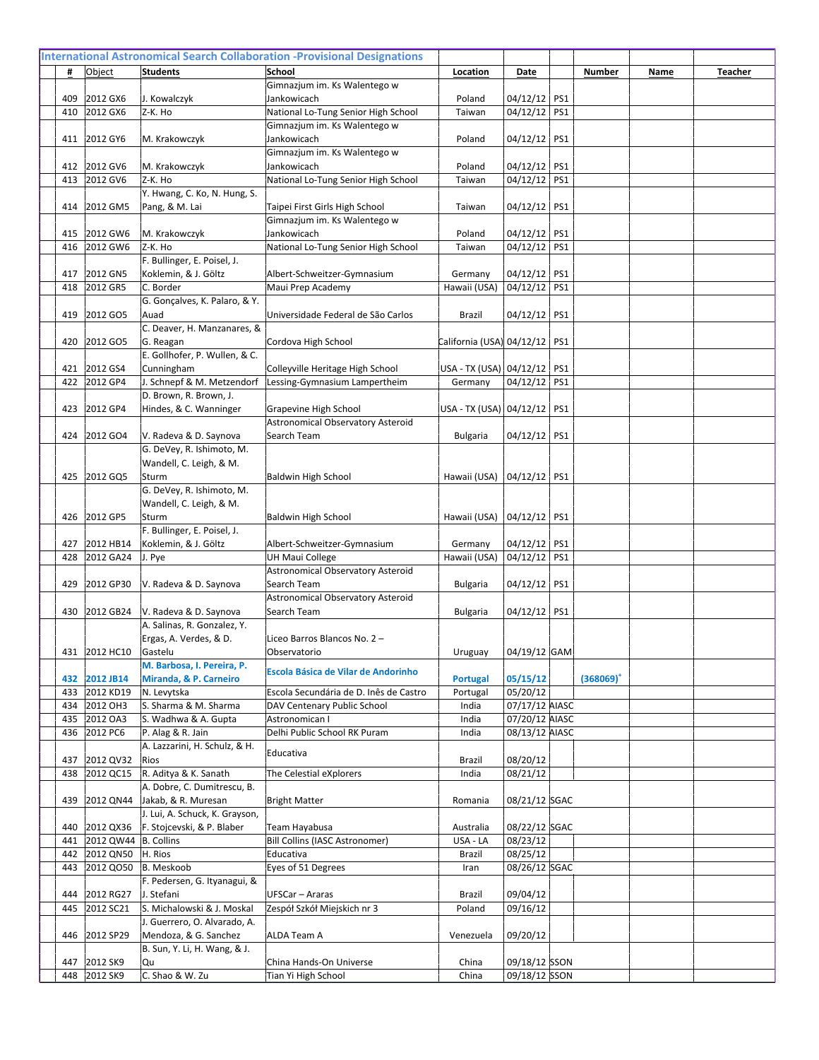## International Astronomical Search Collaboration -Provisional Designations

| # | Object | Students | School | Location | Date | | Number | Name | Teacher |
|---|---|---|---|---|---|---|---|---|---|
| 409 | 2012 GX6 | J. Kowalczyk | Gimnazjum im. Ks Walentego w Jankowicach | Poland | 04/12/12 | PS1 | | | |
| 410 | 2012 GX6 | Z-K. Ho | National Lo-Tung Senior High School | Taiwan | 04/12/12 | PS1 | | | |
| 411 | 2012 GY6 | M. Krakowczyk | Gimnazjum im. Ks Walentego w Jankowicach | Poland | 04/12/12 | PS1 | | | |
| 412 | 2012 GV6 | M. Krakowczyk | Gimnazjum im. Ks Walentego w Jankowicach | Poland | 04/12/12 | PS1 | | | |
| 413 | 2012 GV6 | Z-K. Ho | National Lo-Tung Senior High School | Taiwan | 04/12/12 | PS1 | | | |
| 414 | 2012 GM5 | Y. Hwang, C. Ko, N. Hung, S. Pang, & M. Lai | Taipei First Girls High School | Taiwan | 04/12/12 | PS1 | | | |
| 415 | 2012 GW6 | M. Krakowczyk | Gimnazjum im. Ks Walentego w Jankowicach | Poland | 04/12/12 | PS1 | | | |
| 416 | 2012 GW6 | Z-K. Ho | National Lo-Tung Senior High School | Taiwan | 04/12/12 | PS1 | | | |
| 417 | 2012 GN5 | F. Bullinger, E. Poisel, J. Koklemin, & J. Göltz | Albert-Schweitzer-Gymnasium | Germany | 04/12/12 | PS1 | | | |
| 418 | 2012 GR5 | C. Border | Maui Prep Academy | Hawaii (USA) | 04/12/12 | PS1 | | | |
| 419 | 2012 GO5 | G. Gonçalves, K. Palaro, & Y. Auad | Universidade Federal de São Carlos | Brazil | 04/12/12 | PS1 | | | |
| 420 | 2012 GO5 | C. Deaver, H. Manzanares, & G. Reagan | Cordova High School | California (USA) | 04/12/12 | PS1 | | | |
| 421 | 2012 GS4 | E. Gollhofer, P. Wullen, & C. Cunningham | Colleyville Heritage High School | USA - TX (USA) | 04/12/12 | PS1 | | | |
| 422 | 2012 GP4 | J. Schnepf & M. Metzendorf | Lessing-Gymnasium Lampertheim | Germany | 04/12/12 | PS1 | | | |
| 423 | 2012 GP4 | D. Brown, R. Brown, J. Hindes, & C. Wanninger | Grapevine High School | USA - TX (USA) | 04/12/12 | PS1 | | | |
| 424 | 2012 GO4 | V. Radeva & D. Saynova | Astronomical Observatory Asteroid Search Team | Bulgaria | 04/12/12 | PS1 | | | |
| 425 | 2012 GQ5 | G. DeVey, R. Ishimoto, M. Wandell, C. Leigh, & M. Sturm | Baldwin High School | Hawaii (USA) | 04/12/12 | PS1 | | | |
| 426 | 2012 GP5 | G. DeVey, R. Ishimoto, M. Wandell, C. Leigh, & M. Sturm | Baldwin High School | Hawaii (USA) | 04/12/12 | PS1 | | | |
| 427 | 2012 HB14 | F. Bullinger, E. Poisel, J. Koklemin, & J. Göltz | Albert-Schweitzer-Gymnasium | Germany | 04/12/12 | PS1 | | | |
| 428 | 2012 GA24 | J. Pye | UH Maui College | Hawaii (USA) | 04/12/12 | PS1 | | | |
| 429 | 2012 GP30 | V. Radeva & D. Saynova | Astronomical Observatory Asteroid Search Team | Bulgaria | 04/12/12 | PS1 | | | |
| 430 | 2012 GB24 | V. Radeva & D. Saynova | Astronomical Observatory Asteroid Search Team | Bulgaria | 04/12/12 | PS1 | | | |
| 431 | 2012 HC10 | A. Salinas, R. Gonzalez, Y. Ergas, A. Verdes, & D. Gastelu | Liceo Barros Blancos No. 2 – Observatorio | Uruguay | 04/19/12 | GAM | | | |
| **432** | **2012 JB14** | **M. Barbosa, I. Pereira, P. Miranda, & P. Carneiro** | **Escola Básica de Vilar de Andorinho** | **Portugal** | **05/15/12** | | **(368069)+** | | |
| 433 | 2012 KD19 | N. Levytska | Escola Secundária de D. Inês de Castro | Portugal | 05/20/12 | | | | |
| 434 | 2012 OH3 | S. Sharma & M. Sharma | DAV Centenary Public School | India | 07/17/12 | AIASC | | | |
| 435 | 2012 OA3 | S. Wadhwa & A. Gupta | Astronomican I | India | 07/20/12 | AIASC | | | |
| 436 | 2012 PC6 | P. Alag & R. Jain | Delhi Public School RK Puram | India | 08/13/12 | AIASC | | | |
| 437 | 2012 QV32 | A. Lazzarini, H. Schulz, & H. Rios | Educativa | Brazil | 08/20/12 | | | | |
| 438 | 2012 QC15 | R. Aditya & K. Sanath | The Celestial eXplorers | India | 08/21/12 | | | | |
| 439 | 2012 QN44 | A. Dobre, C. Dumitrescu, B. Jakab, & R. Muresan | Bright Matter | Romania | 08/21/12 | SGAC | | | |
| 440 | 2012 QX36 | J. Lui, A. Schuck, K. Grayson, F. Stojcevski, & P. Blaber | Team Hayabusa | Australia | 08/22/12 | SGAC | | | |
| 441 | 2012 QW44 | B. Collins | Bill Collins (IASC Astronomer) | USA - LA | 08/23/12 | | | | |
| 442 | 2012 QN50 | H. Rios | Educativa | Brazil | 08/25/12 | | | | |
| 443 | 2012 QO50 | B. Meskoob | Eyes of 51 Degrees | Iran | 08/26/12 | SGAC | | | |
| 444 | 2012 RG27 | F. Pedersen, G. Ityanagui, & J. Stefani | UFSCar – Araras | Brazil | 09/04/12 | | | | |
| 445 | 2012 SC21 | S. Michalowski & J. Moskal | Zespół Szkół Miejskich nr 3 | Poland | 09/16/12 | | | | |
| 446 | 2012 SP29 | J. Guerrero, O. Alvarado, A. Mendoza, & G. Sanchez | ALDA Team A | Venezuela | 09/20/12 | | | | |
| 447 | 2012 SK9 | B. Sun, Y. Li, H. Wang, & J. Qu | China Hands-On Universe | China | 09/18/12 | SSON | | | |
| 448 | 2012 SK9 | C. Shao & W. Zu | Tian Yi High School | China | 09/18/12 | SSON | | | |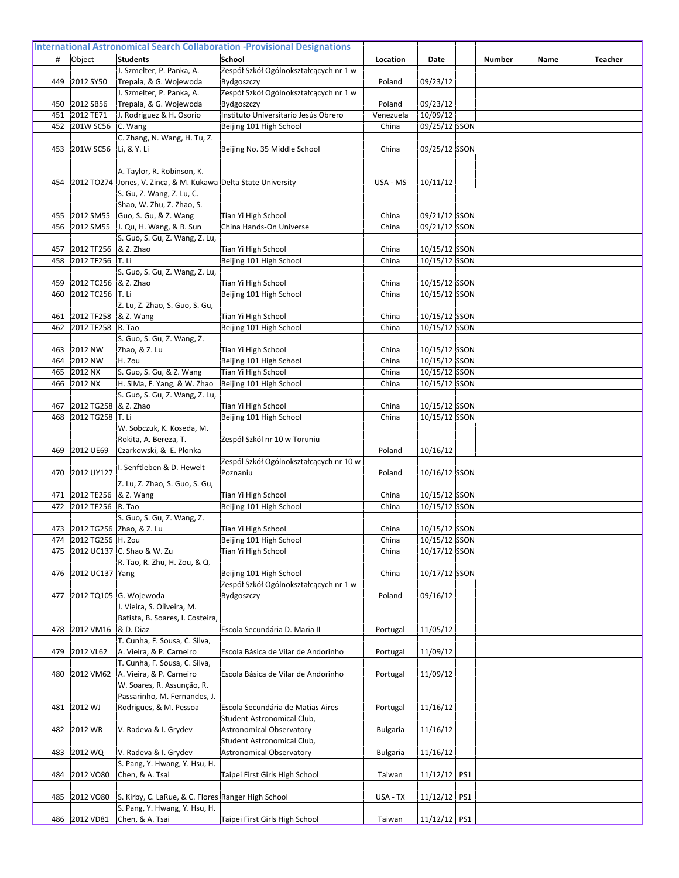## International Astronomical Search Collaboration -Provisional Designations

| # | Object | Students | School | Location | Date | | Number | Name | Teacher |
|---|---|---|---|---|---|---|---|---|---|
| 449 | 2012 SY50 | J. Szmelter, P. Panka, A. Trepala, & G. Wojewoda | Zespół Szkół Ogólnokształcących nr 1 w Bydgoszczy | Poland | 09/23/12 | | | | |
| 450 | 2012 SB56 | J. Szmelter, P. Panka, A. Trepala, & G. Wojewoda | Zespół Szkół Ogólnokształcących nr 1 w Bydgoszczy | Poland | 09/23/12 | | | | |
| 451 | 2012 TE71 | J. Rodriguez & H. Osorio | Instituto Universitario Jesús Obrero | Venezuela | 10/09/12 | | | | |
| 452 | 201W SC56 | C. Wang | Beijing 101 High School | China | 09/25/12 | SSON | | | |
| 453 | 201W SC56 | C. Zhang, N. Wang, H. Tu, Z. Li, & Y. Li | Beijing No. 35 Middle School | China | 09/25/12 | SSON | | | |
| 454 | 2012 TO274 | A. Taylor, R. Robinson, K. Jones, V. Zinca, & M. Kukawa | Delta State University | USA - MS | 10/11/12 | | | | |
| 455 | 2012 SM55 | S. Gu, Z. Wang, Z. Lu, C. Shao, W. Zhu, Z. Zhao, S. Guo, S. Gu, & Z. Wang | Tian Yi High School | China | 09/21/12 | SSON | | | |
| 456 | 2012 SM55 | J. Qu, H. Wang, & B. Sun | China Hands-On Universe | China | 09/21/12 | SSON | | | |
| 457 | 2012 TF256 | S. Guo, S. Gu, Z. Wang, Z. Lu, & Z. Zhao | Tian Yi High School | China | 10/15/12 | SSON | | | |
| 458 | 2012 TF256 | T. Li | Beijing 101 High School | China | 10/15/12 | SSON | | | |
| 459 | 2012 TC256 | S. Guo, S. Gu, Z. Wang, Z. Lu, & Z. Zhao | Tian Yi High School | China | 10/15/12 | SSON | | | |
| 460 | 2012 TC256 | T. Li | Beijing 101 High School | China | 10/15/12 | SSON | | | |
| 461 | 2012 TF258 | Z. Lu, Z. Zhao, S. Guo, S. Gu, & Z. Wang | Tian Yi High School | China | 10/15/12 | SSON | | | |
| 462 | 2012 TF258 | R. Tao | Beijing 101 High School | China | 10/15/12 | SSON | | | |
| 463 | 2012 NW | S. Guo, S. Gu, Z. Wang, Z. Zhao, & Z. Lu | Tian Yi High School | China | 10/15/12 | SSON | | | |
| 464 | 2012 NW | H. Zou | Beijing 101 High School | China | 10/15/12 | SSON | | | |
| 465 | 2012 NX | S. Guo, S. Gu, & Z. Wang | Tian Yi High School | China | 10/15/12 | SSON | | | |
| 466 | 2012 NX | H. SiMa, F. Yang, & W. Zhao | Beijing 101 High School | China | 10/15/12 | SSON | | | |
| 467 | 2012 TG258 | S. Guo, S. Gu, Z. Wang, Z. Lu, & Z. Zhao | Tian Yi High School | China | 10/15/12 | SSON | | | |
| 468 | 2012 TG258 | T. Li | Beijing 101 High School | China | 10/15/12 | SSON | | | |
| 469 | 2012 UE69 | W. Sobczuk, K. Koseda, M. Rokita, A. Bereza, T. Czarkowski, & E. Plonka | Zespół Szkól nr 10 w Toruniu | Poland | 10/16/12 | | | | |
| 470 | 2012 UY127 | I. Senftleben & D. Hewelt | Zespól Szkół Ogólnokształcących nr 10 w Poznaniu | Poland | 10/16/12 | SSON | | | |
| 471 | 2012 TE256 | Z. Lu, Z. Zhao, S. Guo, S. Gu, & Z. Wang | Tian Yi High School | China | 10/15/12 | SSON | | | |
| 472 | 2012 TE256 | R. Tao | Beijing 101 High School | China | 10/15/12 | SSON | | | |
| 473 | 2012 TG256 | S. Guo, S. Gu, Z. Wang, Z. Zhao, & Z. Lu | Tian Yi High School | China | 10/15/12 | SSON | | | |
| 474 | 2012 TG256 | H. Zou | Beijing 101 High School | China | 10/15/12 | SSON | | | |
| 475 | 2012 UC137 | C. Shao & W. Zu | Tian Yi High School | China | 10/17/12 | SSON | | | |
| 476 | 2012 UC137 | R. Tao, R. Zhu, H. Zou, & Q. Yang | Beijing 101 High School | China | 10/17/12 | SSON | | | |
| 477 | 2012 TQ105 | G. Wojewoda | Zespół Szkół Ogólnokształcących nr 1 w Bydgoszczy | Poland | 09/16/12 | | | | |
| 478 | 2012 VM16 | J. Vieira, S. Oliveira, M. Batista, B. Soares, I. Costeira, & D. Diaz | Escola Secundária D. Maria II | Portugal | 11/05/12 | | | | |
| 479 | 2012 VL62 | T. Cunha, F. Sousa, C. Silva, A. Vieira, & P. Carneiro | Escola Básica de Vilar de Andorinho | Portugal | 11/09/12 | | | | |
| 480 | 2012 VM62 | T. Cunha, F. Sousa, C. Silva, A. Vieira, & P. Carneiro | Escola Básica de Vilar de Andorinho | Portugal | 11/09/12 | | | | |
| 481 | 2012 WJ | W. Soares, R. Assunção, R. Passarinho, M. Fernandes, J. Rodrigues, & M. Pessoa | Escola Secundária de Matias Aires | Portugal | 11/16/12 | | | | |
| 482 | 2012 WR | V. Radeva & I. Grydev | Student Astronomical Club, Astronomical Observatory | Bulgaria | 11/16/12 | | | | |
| 483 | 2012 WQ | V. Radeva & I. Grydev | Student Astronomical Club, Astronomical Observatory | Bulgaria | 11/16/12 | | | | |
| 484 | 2012 VO80 | S. Pang, Y. Hwang, Y. Hsu, H. Chen, & A. Tsai | Taipei First Girls High School | Taiwan | 11/12/12 | PS1 | | | |
| 485 | 2012 VO80 | S. Kirby, C. LaRue, & C. Flores | Ranger High School | USA - TX | 11/12/12 | PS1 | | | |
| 486 | 2012 VD81 | S. Pang, Y. Hwang, Y. Hsu, H. Chen, & A. Tsai | Taipei First Girls High School | Taiwan | 11/12/12 | PS1 | | | |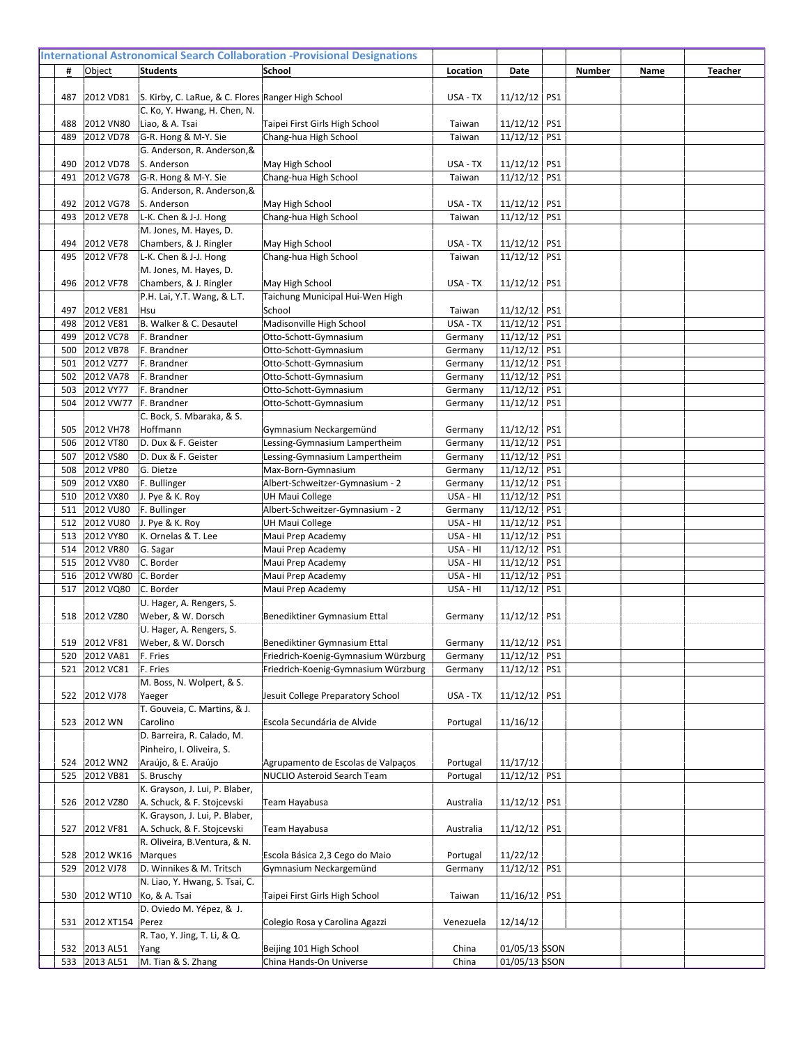## International Astronomical Search Collaboration -Provisional Designations

| # | Object | Students | School | Location | Date | | Number | Name | Teacher |
|---|---|---|---|---|---|---|---|---|---|
| 487 | 2012 VD81 | S. Kirby, C. LaRue, & C. Flores | Ranger High School | USA - TX | 11/12/12 | PS1 | | | |
| 488 | 2012 VN80 | C. Ko, Y. Hwang, H. Chen, N. Liao, & A. Tsai | Taipei First Girls High School | Taiwan | 11/12/12 | PS1 | | | |
| 489 | 2012 VD78 | G-R. Hong & M-Y. Sie | Chang-hua High School | Taiwan | 11/12/12 | PS1 | | | |
| 490 | 2012 VD78 | G. Anderson, R. Anderson,& S. Anderson | May High School | USA - TX | 11/12/12 | PS1 | | | |
| 491 | 2012 VG78 | G-R. Hong & M-Y. Sie | Chang-hua High School | Taiwan | 11/12/12 | PS1 | | | |
| 492 | 2012 VG78 | G. Anderson, R. Anderson,& S. Anderson | May High School | USA - TX | 11/12/12 | PS1 | | | |
| 493 | 2012 VE78 | L-K. Chen & J-J. Hong | Chang-hua High School | Taiwan | 11/12/12 | PS1 | | | |
| 494 | 2012 VE78 | M. Jones, M. Hayes, D. Chambers, & J. Ringler | May High School | USA - TX | 11/12/12 | PS1 | | | |
| 495 | 2012 VF78 | L-K. Chen & J-J. Hong | Chang-hua High School | Taiwan | 11/12/12 | PS1 | | | |
| 496 | 2012 VF78 | M. Jones, M. Hayes, D. Chambers, & J. Ringler | May High School | USA - TX | 11/12/12 | PS1 | | | |
| 497 | 2012 VE81 | P.H. Lai, Y.T. Wang, & L.T. Hsu | Taichung Municipal Hui-Wen High School | Taiwan | 11/12/12 | PS1 | | | |
| 498 | 2012 VE81 | B. Walker & C. Desautel | Madisonville High School | USA - TX | 11/12/12 | PS1 | | | |
| 499 | 2012 VC78 | F. Brandner | Otto-Schott-Gymnasium | Germany | 11/12/12 | PS1 | | | |
| 500 | 2012 VB78 | F. Brandner | Otto-Schott-Gymnasium | Germany | 11/12/12 | PS1 | | | |
| 501 | 2012 VZ77 | F. Brandner | Otto-Schott-Gymnasium | Germany | 11/12/12 | PS1 | | | |
| 502 | 2012 VA78 | F. Brandner | Otto-Schott-Gymnasium | Germany | 11/12/12 | PS1 | | | |
| 503 | 2012 VY77 | F. Brandner | Otto-Schott-Gymnasium | Germany | 11/12/12 | PS1 | | | |
| 504 | 2012 VW77 | F. Brandner | Otto-Schott-Gymnasium | Germany | 11/12/12 | PS1 | | | |
| 505 | 2012 VH78 | C. Bock, S. Mbaraka, & S. Hoffmann | Gymnasium Neckargemünd | Germany | 11/12/12 | PS1 | | | |
| 506 | 2012 VT80 | D. Dux & F. Geister | Lessing-Gymnasium Lampertheim | Germany | 11/12/12 | PS1 | | | |
| 507 | 2012 VS80 | D. Dux & F. Geister | Lessing-Gymnasium Lampertheim | Germany | 11/12/12 | PS1 | | | |
| 508 | 2012 VP80 | G. Dietze | Max-Born-Gymnasium | Germany | 11/12/12 | PS1 | | | |
| 509 | 2012 VX80 | F. Bullinger | Albert-Schweitzer-Gymnasium - 2 | Germany | 11/12/12 | PS1 | | | |
| 510 | 2012 VX80 | J. Pye & K. Roy | UH Maui College | USA - HI | 11/12/12 | PS1 | | | |
| 511 | 2012 VU80 | F. Bullinger | Albert-Schweitzer-Gymnasium - 2 | Germany | 11/12/12 | PS1 | | | |
| 512 | 2012 VU80 | J. Pye & K. Roy | UH Maui College | USA - HI | 11/12/12 | PS1 | | | |
| 513 | 2012 VY80 | K. Ornelas & T. Lee | Maui Prep Academy | USA - HI | 11/12/12 | PS1 | | | |
| 514 | 2012 VR80 | G. Sagar | Maui Prep Academy | USA - HI | 11/12/12 | PS1 | | | |
| 515 | 2012 VV80 | C. Border | Maui Prep Academy | USA - HI | 11/12/12 | PS1 | | | |
| 516 | 2012 VW80 | C. Border | Maui Prep Academy | USA - HI | 11/12/12 | PS1 | | | |
| 517 | 2012 VQ80 | C. Border | Maui Prep Academy | USA - HI | 11/12/12 | PS1 | | | |
| 518 | 2012 VZ80 | U. Hager, A. Rengers, S. Weber, & W. Dorsch | Benediktiner Gymnasium Ettal | Germany | 11/12/12 | PS1 | | | |
| 519 | 2012 VF81 | U. Hager, A. Rengers, S. Weber, & W. Dorsch | Benediktiner Gymnasium Ettal | Germany | 11/12/12 | PS1 | | | |
| 520 | 2012 VA81 | F. Fries | Friedrich-Koenig-Gymnasium Würzburg | Germany | 11/12/12 | PS1 | | | |
| 521 | 2012 VC81 | F. Fries | Friedrich-Koenig-Gymnasium Würzburg | Germany | 11/12/12 | PS1 | | | |
| 522 | 2012 VJ78 | M. Boss, N. Wolpert, & S. Yaeger | Jesuit College Preparatory School | USA - TX | 11/12/12 | PS1 | | | |
| 523 | 2012 WN | T. Gouveia, C. Martins, & J. Carolino | Escola Secundária de Alvide | Portugal | 11/16/12 | | | | |
| 524 | 2012 WN2 | D. Barreira, R. Calado, M. Pinheiro, I. Oliveira, S. Araújo, & E. Araújo | Agrupamento de Escolas de Valpaços | Portugal | 11/17/12 | | | | |
| 525 | 2012 VB81 | S. Bruschy | NUCLIO Asteroid Search Team | Portugal | 11/12/12 | PS1 | | | |
| 526 | 2012 VZ80 | K. Grayson, J. Lui, P. Blaber, A. Schuck, & F. Stojcevski | Team Hayabusa | Australia | 11/12/12 | PS1 | | | |
| 527 | 2012 VF81 | K. Grayson, J. Lui, P. Blaber, A. Schuck, & F. Stojcevski | Team Hayabusa | Australia | 11/12/12 | PS1 | | | |
| 528 | 2012 WK16 | R. Oliveira, B.Ventura, & N. Marques | Escola Básica 2,3 Cego do Maio | Portugal | 11/22/12 | | | | |
| 529 | 2012 VJ78 | D. Winnikes & M. Tritsch | Gymnasium Neckargemünd | Germany | 11/12/12 | PS1 | | | |
| 530 | 2012 WT10 | N. Liao, Y. Hwang, S. Tsai, C. Ko, & A. Tsai | Taipei First Girls High School | Taiwan | 11/16/12 | PS1 | | | |
| 531 | 2012 XT154 | D. Oviedo M. Yépez, & J. Perez | Colegio Rosa y Carolina Agazzi | Venezuela | 12/14/12 | | | | |
| 532 | 2013 AL51 | R. Tao, Y. Jing, T. Li, & Q. Yang | Beijing 101 High School | China | 01/05/13 | SSON | | | |
| 533 | 2013 AL51 | M. Tian & S. Zhang | China Hands-On Universe | China | 01/05/13 | SSON | | | |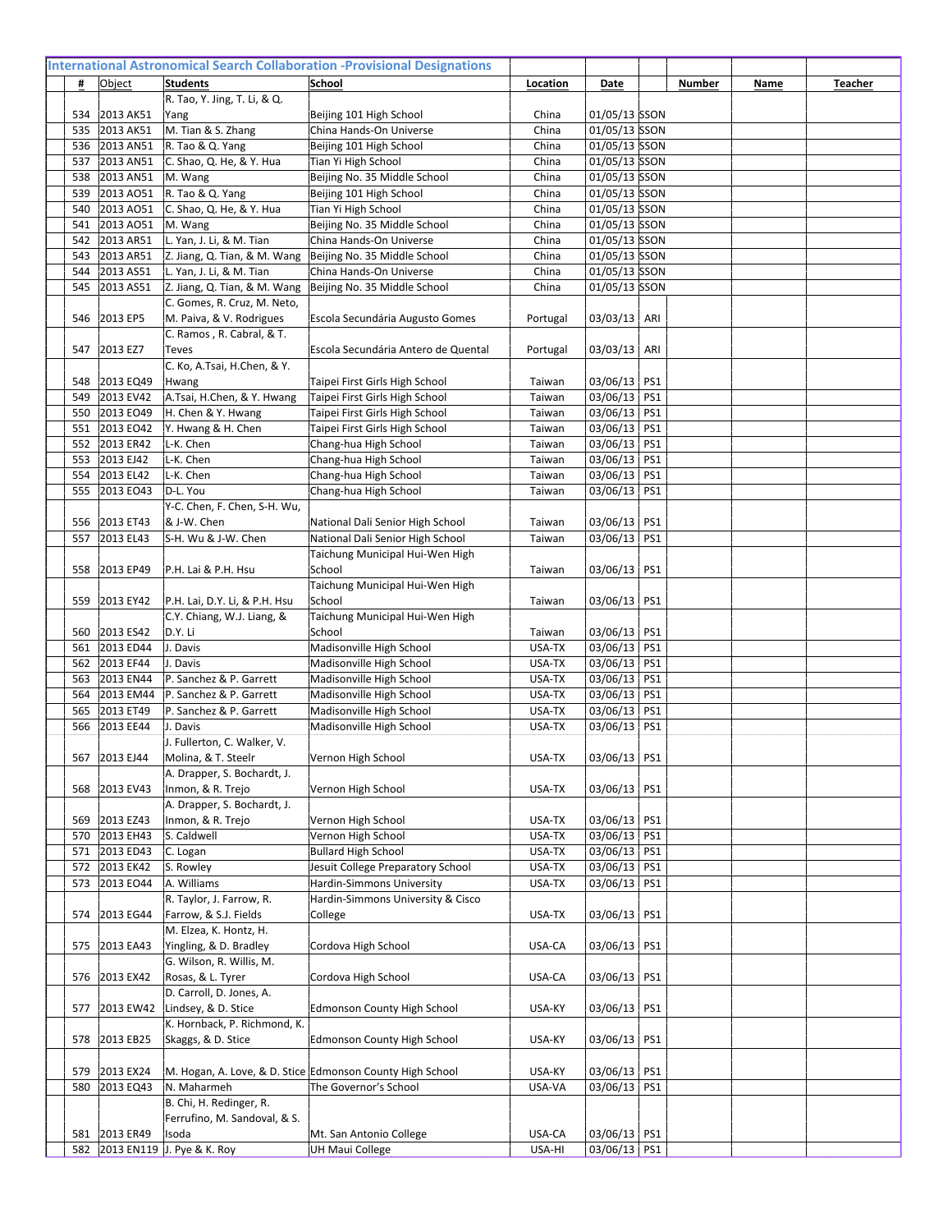## International Astronomical Search Collaboration -Provisional Designations

| # | Object | Students | School | Location | Date | | Number | Name | Teacher |
|---|---|---|---|---|---|---|---|---|---|
| 534 | 2013 AK51 | R. Tao, Y. Jing, T. Li, & Q. Yang | Beijing 101 High School | China | 01/05/13 | SSON | | | |
| 535 | 2013 AK51 | M. Tian & S. Zhang | China Hands-On Universe | China | 01/05/13 | SSON | | | |
| 536 | 2013 AN51 | R. Tao & Q. Yang | Beijing 101 High School | China | 01/05/13 | SSON | | | |
| 537 | 2013 AN51 | C. Shao, Q. He, & Y. Hua | Tian Yi High School | China | 01/05/13 | SSON | | | |
| 538 | 2013 AN51 | M. Wang | Beijing No. 35 Middle School | China | 01/05/13 | SSON | | | |
| 539 | 2013 AO51 | R. Tao & Q. Yang | Beijing 101 High School | China | 01/05/13 | SSON | | | |
| 540 | 2013 AO51 | C. Shao, Q. He, & Y. Hua | Tian Yi High School | China | 01/05/13 | SSON | | | |
| 541 | 2013 AO51 | M. Wang | Beijing No. 35 Middle School | China | 01/05/13 | SSON | | | |
| 542 | 2013 AR51 | L. Yan, J. Li, & M. Tian | China Hands-On Universe | China | 01/05/13 | SSON | | | |
| 543 | 2013 AR51 | Z. Jiang, Q. Tian, & M. Wang | Beijing No. 35 Middle School | China | 01/05/13 | SSON | | | |
| 544 | 2013 AS51 | L. Yan, J. Li, & M. Tian | China Hands-On Universe | China | 01/05/13 | SSON | | | |
| 545 | 2013 AS51 | Z. Jiang, Q. Tian, & M. Wang | Beijing No. 35 Middle School | China | 01/05/13 | SSON | | | |
| 546 | 2013 EP5 | C. Gomes, R. Cruz, M. Neto, M. Paiva, & V. Rodrigues | Escola Secundária Augusto Gomes | Portugal | 03/03/13 | ARI | | | |
| 547 | 2013 EZ7 | C. Ramos , R. Cabral, & T. Teves | Escola Secundária Antero de Quental | Portugal | 03/03/13 | ARI | | | |
| 548 | 2013 EQ49 | C. Ko, A.Tsai, H.Chen, & Y. Hwang | Taipei First Girls High School | Taiwan | 03/06/13 | PS1 | | | |
| 549 | 2013 EV42 | A.Tsai, H.Chen, & Y. Hwang | Taipei First Girls High School | Taiwan | 03/06/13 | PS1 | | | |
| 550 | 2013 EO49 | H. Chen & Y. Hwang | Taipei First Girls High School | Taiwan | 03/06/13 | PS1 | | | |
| 551 | 2013 EO42 | Y. Hwang & H. Chen | Taipei First Girls High School | Taiwan | 03/06/13 | PS1 | | | |
| 552 | 2013 ER42 | L-K. Chen | Chang-hua High School | Taiwan | 03/06/13 | PS1 | | | |
| 553 | 2013 EJ42 | L-K. Chen | Chang-hua High School | Taiwan | 03/06/13 | PS1 | | | |
| 554 | 2013 EL42 | L-K. Chen | Chang-hua High School | Taiwan | 03/06/13 | PS1 | | | |
| 555 | 2013 EO43 | D-L. You | Chang-hua High School | Taiwan | 03/06/13 | PS1 | | | |
| 556 | 2013 ET43 | Y-C. Chen, F. Chen, S-H. Wu, & J-W. Chen | National Dali Senior High School | Taiwan | 03/06/13 | PS1 | | | |
| 557 | 2013 EL43 | S-H. Wu & J-W. Chen | National Dali Senior High School | Taiwan | 03/06/13 | PS1 | | | |
| 558 | 2013 EP49 | P.H. Lai & P.H. Hsu | Taichung Municipal Hui-Wen High School | Taiwan | 03/06/13 | PS1 | | | |
| 559 | 2013 EY42 | P.H. Lai, D.Y. Li, & P.H. Hsu | Taichung Municipal Hui-Wen High School | Taiwan | 03/06/13 | PS1 | | | |
| 560 | 2013 ES42 | C.Y. Chiang, W.J. Liang, & D.Y. Li | Taichung Municipal Hui-Wen High School | Taiwan | 03/06/13 | PS1 | | | |
| 561 | 2013 ED44 | J. Davis | Madisonville High School | USA-TX | 03/06/13 | PS1 | | | |
| 562 | 2013 EF44 | J. Davis | Madisonville High School | USA-TX | 03/06/13 | PS1 | | | |
| 563 | 2013 EN44 | P. Sanchez & P. Garrett | Madisonville High School | USA-TX | 03/06/13 | PS1 | | | |
| 564 | 2013 EM44 | P. Sanchez & P. Garrett | Madisonville High School | USA-TX | 03/06/13 | PS1 | | | |
| 565 | 2013 ET49 | P. Sanchez & P. Garrett | Madisonville High School | USA-TX | 03/06/13 | PS1 | | | |
| 566 | 2013 EE44 | J. Davis | Madisonville High School | USA-TX | 03/06/13 | PS1 | | | |
| 567 | 2013 EJ44 | J. Fullerton, C. Walker, V. Molina, & T. Steelr | Vernon High School | USA-TX | 03/06/13 | PS1 | | | |
| 568 | 2013 EV43 | A. Drapper, S. Bochardt, J. Inmon, & R. Trejo | Vernon High School | USA-TX | 03/06/13 | PS1 | | | |
| 569 | 2013 EZ43 | A. Drapper, S. Bochardt, J. Inmon, & R. Trejo | Vernon High School | USA-TX | 03/06/13 | PS1 | | | |
| 570 | 2013 EH43 | S. Caldwell | Vernon High School | USA-TX | 03/06/13 | PS1 | | | |
| 571 | 2013 ED43 | C. Logan | Bullard High School | USA-TX | 03/06/13 | PS1 | | | |
| 572 | 2013 EK42 | S. Rowley | Jesuit College Preparatory School | USA-TX | 03/06/13 | PS1 | | | |
| 573 | 2013 EO44 | A. Williams | Hardin-Simmons University | USA-TX | 03/06/13 | PS1 | | | |
| 574 | 2013 EG44 | R. Taylor, J. Farrow, R. Farrow, & S.J. Fields | Hardin-Simmons University & Cisco College | USA-TX | 03/06/13 | PS1 | | | |
| 575 | 2013 EA43 | M. Elzea, K. Hontz, H. Yingling, & D. Bradley | Cordova High School | USA-CA | 03/06/13 | PS1 | | | |
| 576 | 2013 EX42 | G. Wilson, R. Willis, M. Rosas, & L. Tyrer | Cordova High School | USA-CA | 03/06/13 | PS1 | | | |
| 577 | 2013 EW42 | D. Carroll, D. Jones, A. Lindsey, & D. Stice | Edmonson County High School | USA-KY | 03/06/13 | PS1 | | | |
| 578 | 2013 EB25 | K. Hornback, P. Richmond, K. Skaggs, & D. Stice | Edmonson County High School | USA-KY | 03/06/13 | PS1 | | | |
| 579 | 2013 EX24 | M. Hogan, A. Love, & D. Stice | Edmonson County High School | USA-KY | 03/06/13 | PS1 | | | |
| 580 | 2013 EQ43 | N. Maharmeh | The Governor's School | USA-VA | 03/06/13 | PS1 | | | |
| 581 | 2013 ER49 | B. Chi, H. Redinger, R. Ferrufino, M. Sandoval, & S. Isoda | Mt. San Antonio College | USA-CA | 03/06/13 | PS1 | | | |
| 582 | 2013 EN119 | J. Pye & K. Roy | UH Maui College | USA-HI | 03/06/13 | PS1 | | | |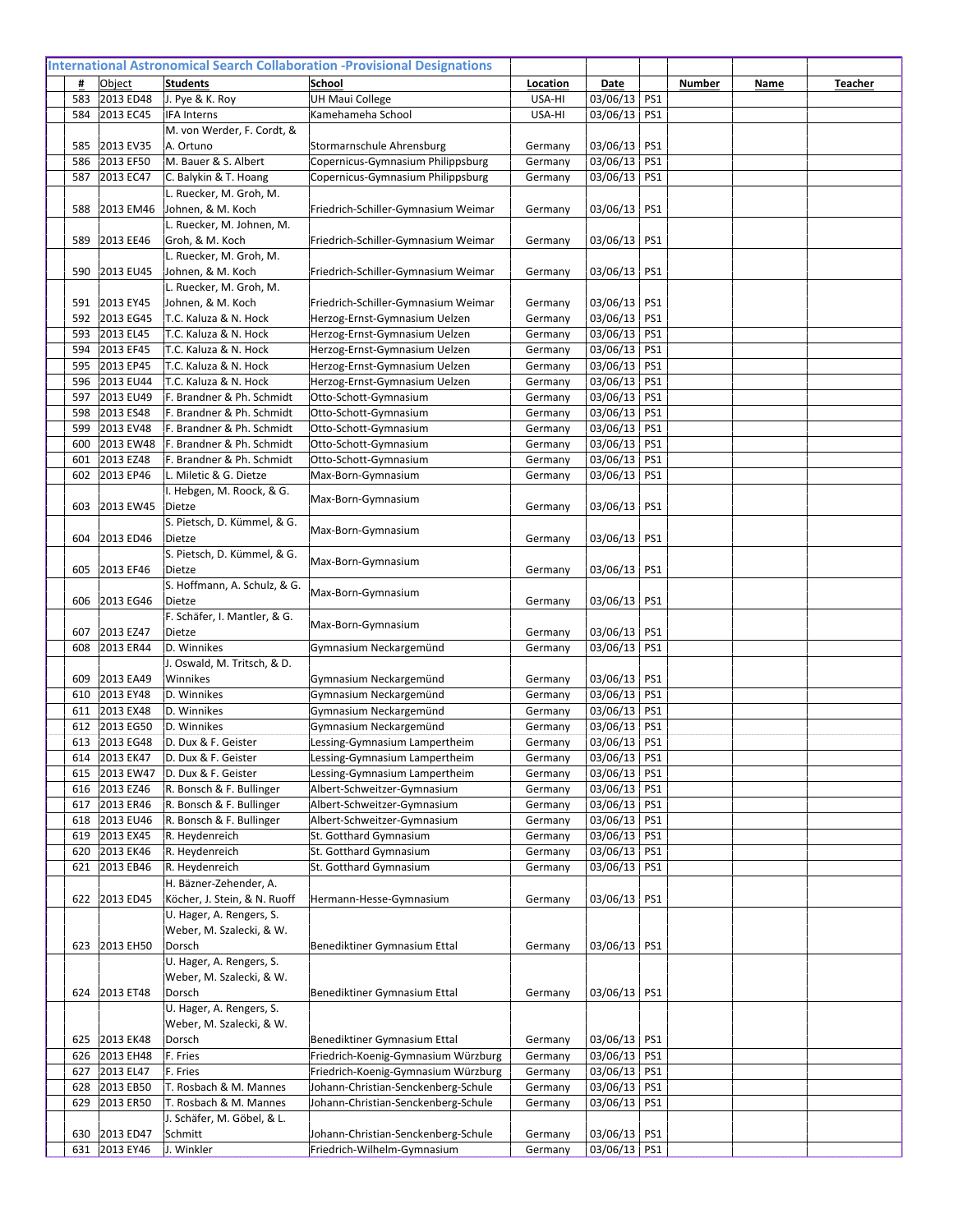## International Astronomical Search Collaboration -Provisional Designations

| # | Object | Students | School | Location | Date | | Number | Name | Teacher |
|---|---|---|---|---|---|---|---|---|---|
| 583 | 2013 ED48 | J. Pye & K. Roy | UH Maui College | USA-HI | 03/06/13 | PS1 | | | |
| 584 | 2013 EC45 | IFA Interns | Kamehameha School | USA-HI | 03/06/13 | PS1 | | | |
| 585 | 2013 EV35 | M. von Werder, F. Cordt, & A. Ortuno | Stormarnschule Ahrensburg | Germany | 03/06/13 | PS1 | | | |
| 586 | 2013 EF50 | M. Bauer & S. Albert | Copernicus-Gymnasium Philippsburg | Germany | 03/06/13 | PS1 | | | |
| 587 | 2013 EC47 | C. Balykin & T. Hoang | Copernicus-Gymnasium Philippsburg | Germany | 03/06/13 | PS1 | | | |
| 588 | 2013 EM46 | L. Ruecker, M. Groh, M. Johnen, & M. Koch | Friedrich-Schiller-Gymnasium Weimar | Germany | 03/06/13 | PS1 | | | |
| 589 | 2013 EE46 | L. Ruecker, M. Johnen, M. Groh, & M. Koch | Friedrich-Schiller-Gymnasium Weimar | Germany | 03/06/13 | PS1 | | | |
| 590 | 2013 EU45 | L. Ruecker, M. Groh, M. Johnen, & M. Koch | Friedrich-Schiller-Gymnasium Weimar | Germany | 03/06/13 | PS1 | | | |
| 591 | 2013 EY45 | L. Ruecker, M. Groh, M. Johnen, & M. Koch | Friedrich-Schiller-Gymnasium Weimar | Germany | 03/06/13 | PS1 | | | |
| 592 | 2013 EG45 | T.C. Kaluza & N. Hock | Herzog-Ernst-Gymnasium Uelzen | Germany | 03/06/13 | PS1 | | | |
| 593 | 2013 EL45 | T.C. Kaluza & N. Hock | Herzog-Ernst-Gymnasium Uelzen | Germany | 03/06/13 | PS1 | | | |
| 594 | 2013 EF45 | T.C. Kaluza & N. Hock | Herzog-Ernst-Gymnasium Uelzen | Germany | 03/06/13 | PS1 | | | |
| 595 | 2013 EP45 | T.C. Kaluza & N. Hock | Herzog-Ernst-Gymnasium Uelzen | Germany | 03/06/13 | PS1 | | | |
| 596 | 2013 EU44 | T.C. Kaluza & N. Hock | Herzog-Ernst-Gymnasium Uelzen | Germany | 03/06/13 | PS1 | | | |
| 597 | 2013 EU49 | F. Brandner & Ph. Schmidt | Otto-Schott-Gymnasium | Germany | 03/06/13 | PS1 | | | |
| 598 | 2013 ES48 | F. Brandner & Ph. Schmidt | Otto-Schott-Gymnasium | Germany | 03/06/13 | PS1 | | | |
| 599 | 2013 EV48 | F. Brandner & Ph. Schmidt | Otto-Schott-Gymnasium | Germany | 03/06/13 | PS1 | | | |
| 600 | 2013 EW48 | F. Brandner & Ph. Schmidt | Otto-Schott-Gymnasium | Germany | 03/06/13 | PS1 | | | |
| 601 | 2013 EZ48 | F. Brandner & Ph. Schmidt | Otto-Schott-Gymnasium | Germany | 03/06/13 | PS1 | | | |
| 602 | 2013 EP46 | L. Miletic & G. Dietze | Max-Born-Gymnasium | Germany | 03/06/13 | PS1 | | | |
| 603 | 2013 EW45 | I. Hebgen, M. Roock, & G. Dietze | Max-Born-Gymnasium | Germany | 03/06/13 | PS1 | | | |
| 604 | 2013 ED46 | S. Pietsch, D. Kümmel, & G. Dietze | Max-Born-Gymnasium | Germany | 03/06/13 | PS1 | | | |
| 605 | 2013 EF46 | S. Pietsch, D. Kümmel, & G. Dietze | Max-Born-Gymnasium | Germany | 03/06/13 | PS1 | | | |
| 606 | 2013 EG46 | S. Hoffmann, A. Schulz, & G. Dietze | Max-Born-Gymnasium | Germany | 03/06/13 | PS1 | | | |
| 607 | 2013 EZ47 | F. Schäfer, I. Mantler, & G. Dietze | Max-Born-Gymnasium | Germany | 03/06/13 | PS1 | | | |
| 608 | 2013 ER44 | D. Winnikes | Gymnasium Neckargemünd | Germany | 03/06/13 | PS1 | | | |
| 609 | 2013 EA49 | J. Oswald, M. Tritsch, & D. Winnikes | Gymnasium Neckargemünd | Germany | 03/06/13 | PS1 | | | |
| 610 | 2013 EY48 | D. Winnikes | Gymnasium Neckargemünd | Germany | 03/06/13 | PS1 | | | |
| 611 | 2013 EX48 | D. Winnikes | Gymnasium Neckargemünd | Germany | 03/06/13 | PS1 | | | |
| 612 | 2013 EG50 | D. Winnikes | Gymnasium Neckargemünd | Germany | 03/06/13 | PS1 | | | |
| 613 | 2013 EG48 | D. Dux & F. Geister | Lessing-Gymnasium Lampertheim | Germany | 03/06/13 | PS1 | | | |
| 614 | 2013 EK47 | D. Dux & F. Geister | Lessing-Gymnasium Lampertheim | Germany | 03/06/13 | PS1 | | | |
| 615 | 2013 EW47 | D. Dux & F. Geister | Lessing-Gymnasium Lampertheim | Germany | 03/06/13 | PS1 | | | |
| 616 | 2013 EZ46 | R. Bonsch & F. Bullinger | Albert-Schweitzer-Gymnasium | Germany | 03/06/13 | PS1 | | | |
| 617 | 2013 ER46 | R. Bonsch & F. Bullinger | Albert-Schweitzer-Gymnasium | Germany | 03/06/13 | PS1 | | | |
| 618 | 2013 EU46 | R. Bonsch & F. Bullinger | Albert-Schweitzer-Gymnasium | Germany | 03/06/13 | PS1 | | | |
| 619 | 2013 EX45 | R. Heydenreich | St. Gotthard Gymnasium | Germany | 03/06/13 | PS1 | | | |
| 620 | 2013 EK46 | R. Heydenreich | St. Gotthard Gymnasium | Germany | 03/06/13 | PS1 | | | |
| 621 | 2013 EB46 | R. Heydenreich | St. Gotthard Gymnasium | Germany | 03/06/13 | PS1 | | | |
| 622 | 2013 ED45 | H. Bäzner-Zehender, A. Köcher, J. Stein, & N. Ruoff | Hermann-Hesse-Gymnasium | Germany | 03/06/13 | PS1 | | | |
| 623 | 2013 EH50 | U. Hager, A. Rengers, S. Weber, M. Szalecki, & W. Dorsch | Benediktiner Gymnasium Ettal | Germany | 03/06/13 | PS1 | | | |
| 624 | 2013 ET48 | U. Hager, A. Rengers, S. Weber, M. Szalecki, & W. Dorsch | Benediktiner Gymnasium Ettal | Germany | 03/06/13 | PS1 | | | |
| 625 | 2013 EK48 | U. Hager, A. Rengers, S. Weber, M. Szalecki, & W. Dorsch | Benediktiner Gymnasium Ettal | Germany | 03/06/13 | PS1 | | | |
| 626 | 2013 EH48 | F. Fries | Friedrich-Koenig-Gymnasium Würzburg | Germany | 03/06/13 | PS1 | | | |
| 627 | 2013 EL47 | F. Fries | Friedrich-Koenig-Gymnasium Würzburg | Germany | 03/06/13 | PS1 | | | |
| 628 | 2013 EB50 | T. Rosbach & M. Mannes | Johann-Christian-Senckenberg-Schule | Germany | 03/06/13 | PS1 | | | |
| 629 | 2013 ER50 | T. Rosbach & M. Mannes | Johann-Christian-Senckenberg-Schule | Germany | 03/06/13 | PS1 | | | |
| 630 | 2013 ED47 | J. Schäfer, M. Göbel, & L. Schmitt | Johann-Christian-Senckenberg-Schule | Germany | 03/06/13 | PS1 | | | |
| 631 | 2013 EY46 | J. Winkler | Friedrich-Wilhelm-Gymnasium | Germany | 03/06/13 | PS1 | | | |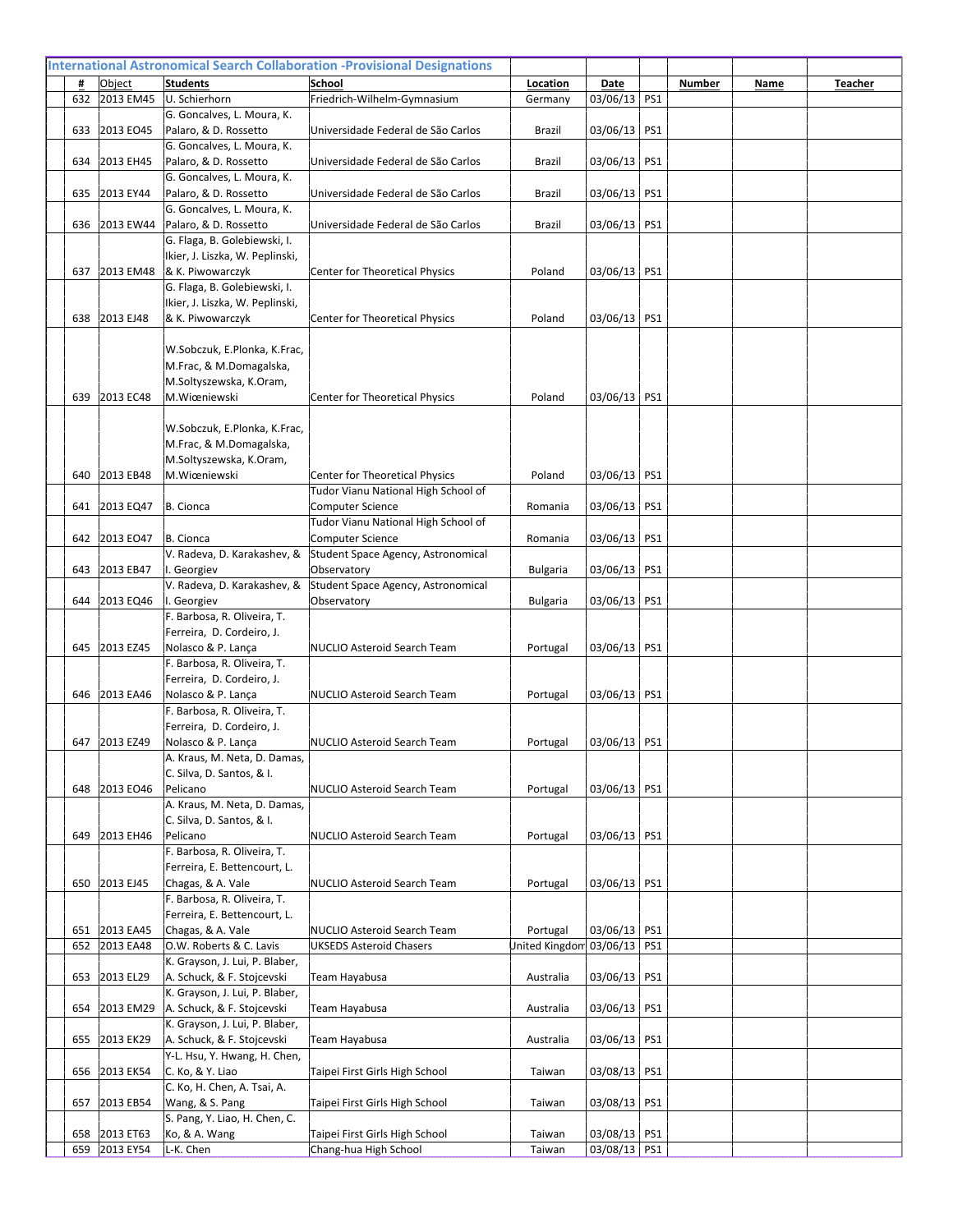# International Astronomical Search Collaboration -Provisional Designations

| # | Object | Students | School | Location | Date | | Number | Name | Teacher |
|---|---|---|---|---|---|---|---|---|---|
| 632 | 2013 EM45 | U. Schierhorn | Friedrich-Wilhelm-Gymnasium | Germany | 03/06/13 | PS1 | | | |
| 633 | 2013 EO45 | G. Goncalves, L. Moura, K. Palaro, & D. Rossetto | Universidade Federal de São Carlos | Brazil | 03/06/13 | PS1 | | | |
| 634 | 2013 EH45 | G. Goncalves, L. Moura, K. Palaro, & D. Rossetto | Universidade Federal de São Carlos | Brazil | 03/06/13 | PS1 | | | |
| 635 | 2013 EY44 | G. Goncalves, L. Moura, K. Palaro, & D. Rossetto | Universidade Federal de São Carlos | Brazil | 03/06/13 | PS1 | | | |
| 636 | 2013 EW44 | G. Goncalves, L. Moura, K. Palaro, & D. Rossetto | Universidade Federal de São Carlos | Brazil | 03/06/13 | PS1 | | | |
| 637 | 2013 EM48 | G. Flaga, B. Golebiewski, I. Ikier, J. Liszka, W. Peplinski, & K. Piwowarczyk | Center for Theoretical Physics | Poland | 03/06/13 | PS1 | | | |
| 638 | 2013 EJ48 | G. Flaga, B. Golebiewski, I. Ikier, J. Liszka, W. Peplinski, & K. Piwowarczyk | Center for Theoretical Physics | Poland | 03/06/13 | PS1 | | | |
| 639 | 2013 EC48 | W.Sobczuk, E.Plonka, K.Frac, M.Frac, & M.Domagalska, M.Soltyszewska, K.Oram, M.Wiœniewski | Center for Theoretical Physics | Poland | 03/06/13 | PS1 | | | |
| 640 | 2013 EB48 | W.Sobczuk, E.Plonka, K.Frac, M.Frac, & M.Domagalska, M.Soltyszewska, K.Oram, M.Wiœniewski | Center for Theoretical Physics | Poland | 03/06/13 | PS1 | | | |
| 641 | 2013 EQ47 | B. Cionca | Tudor Vianu National High School of Computer Science | Romania | 03/06/13 | PS1 | | | |
| 642 | 2013 EO47 | B. Cionca | Tudor Vianu National High School of Computer Science | Romania | 03/06/13 | PS1 | | | |
| 643 | 2013 EB47 | V. Radeva, D. Karakashev, & I. Georgiev | Student Space Agency, Astronomical Observatory | Bulgaria | 03/06/13 | PS1 | | | |
| 644 | 2013 EQ46 | V. Radeva, D. Karakashev, & I. Georgiev | Student Space Agency, Astronomical Observatory | Bulgaria | 03/06/13 | PS1 | | | |
| 645 | 2013 EZ45 | F. Barbosa, R. Oliveira, T. Ferreira, D. Cordeiro, J. Nolasco & P. Lança | NUCLIO Asteroid Search Team | Portugal | 03/06/13 | PS1 | | | |
| 646 | 2013 EA46 | F. Barbosa, R. Oliveira, T. Ferreira, D. Cordeiro, J. Nolasco & P. Lança | NUCLIO Asteroid Search Team | Portugal | 03/06/13 | PS1 | | | |
| 647 | 2013 EZ49 | F. Barbosa, R. Oliveira, T. Ferreira, D. Cordeiro, J. Nolasco & P. Lança | NUCLIO Asteroid Search Team | Portugal | 03/06/13 | PS1 | | | |
| 648 | 2013 EO46 | A. Kraus, M. Neta, D. Damas, C. Silva, D. Santos, & I. Pelicano | NUCLIO Asteroid Search Team | Portugal | 03/06/13 | PS1 | | | |
| 649 | 2013 EH46 | A. Kraus, M. Neta, D. Damas, C. Silva, D. Santos, & I. Pelicano | NUCLIO Asteroid Search Team | Portugal | 03/06/13 | PS1 | | | |
| 650 | 2013 EJ45 | F. Barbosa, R. Oliveira, T. Ferreira, E. Bettencourt, L. Chagas, & A. Vale | NUCLIO Asteroid Search Team | Portugal | 03/06/13 | PS1 | | | |
| 651 | 2013 EA45 | F. Barbosa, R. Oliveira, T. Ferreira, E. Bettencourt, L. Chagas, & A. Vale | NUCLIO Asteroid Search Team | Portugal | 03/06/13 | PS1 | | | |
| 652 | 2013 EA48 | O.W. Roberts & C. Lavis | UKSEDS Asteroid Chasers | United Kingdom | 03/06/13 | PS1 | | | |
| 653 | 2013 EL29 | K. Grayson, J. Lui, P. Blaber, A. Schuck, & F. Stojcevski | Team Hayabusa | Australia | 03/06/13 | PS1 | | | |
| 654 | 2013 EM29 | K. Grayson, J. Lui, P. Blaber, A. Schuck, & F. Stojcevski | Team Hayabusa | Australia | 03/06/13 | PS1 | | | |
| 655 | 2013 EK29 | K. Grayson, J. Lui, P. Blaber, A. Schuck, & F. Stojcevski | Team Hayabusa | Australia | 03/06/13 | PS1 | | | |
| 656 | 2013 EK54 | Y-L. Hsu, Y. Hwang, H. Chen, C. Ko, & Y. Liao | Taipei First Girls High School | Taiwan | 03/08/13 | PS1 | | | |
| 657 | 2013 EB54 | C. Ko, H. Chen, A. Tsai, A. Wang, & S. Pang | Taipei First Girls High School | Taiwan | 03/08/13 | PS1 | | | |
| 658 | 2013 ET63 | S. Pang, Y. Liao, H. Chen, C. Ko, & A. Wang | Taipei First Girls High School | Taiwan | 03/08/13 | PS1 | | | |
| 659 | 2013 EY54 | L-K. Chen | Chang-hua High School | Taiwan | 03/08/13 | PS1 | | | |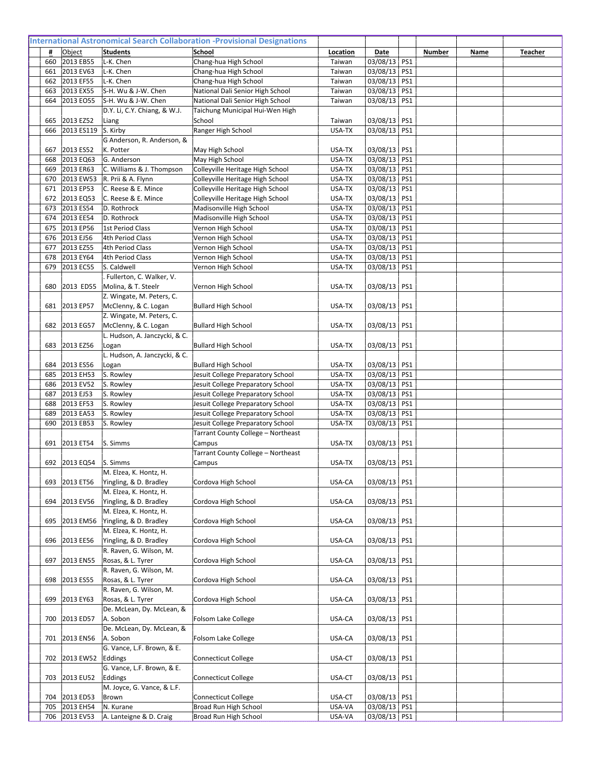# International Astronomical Search Collaboration -Provisional Designations

| # | Object | Students | School | Location | Date | | Number | Name | Teacher |
|---|---|---|---|---|---|---|---|---|---|
| 660 | 2013 EB55 | L-K. Chen | Chang-hua High School | Taiwan | 03/08/13 | PS1 | | | |
| 661 | 2013 EV63 | L-K. Chen | Chang-hua High School | Taiwan | 03/08/13 | PS1 | | | |
| 662 | 2013 EF55 | L-K. Chen | Chang-hua High School | Taiwan | 03/08/13 | PS1 | | | |
| 663 | 2013 EX55 | S-H. Wu & J-W. Chen | National Dali Senior High School | Taiwan | 03/08/13 | PS1 | | | |
| 664 | 2013 EO55 | S-H. Wu & J-W. Chen | National Dali Senior High School | Taiwan | 03/08/13 | PS1 | | | |
| 665 | 2013 EZ52 | D.Y. Li, C.Y. Chiang, & W.J. Liang | Taichung Municipal Hui-Wen High School | Taiwan | 03/08/13 | PS1 | | | |
| 666 | 2013 ES119 | S. Kirby | Ranger High School | USA-TX | 03/08/13 | PS1 | | | |
| 667 | 2013 ES52 | G Anderson, R. Anderson, & K. Potter | May High School | USA-TX | 03/08/13 | PS1 | | | |
| 668 | 2013 EQ63 | G. Anderson | May High School | USA-TX | 03/08/13 | PS1 | | | |
| 669 | 2013 ER63 | C. Williams & J. Thompson | Colleyville Heritage High School | USA-TX | 03/08/13 | PS1 | | | |
| 670 | 2013 EW53 | R. Prii & A. Flynn | Colleyville Heritage High School | USA-TX | 03/08/13 | PS1 | | | |
| 671 | 2013 EP53 | C. Reese & E. Mince | Colleyville Heritage High School | USA-TX | 03/08/13 | PS1 | | | |
| 672 | 2013 EQ53 | C. Reese & E. Mince | Colleyville Heritage High School | USA-TX | 03/08/13 | PS1 | | | |
| 673 | 2013 ES54 | D. Rothrock | Madisonville High School | USA-TX | 03/08/13 | PS1 | | | |
| 674 | 2013 EE54 | D. Rothrock | Madisonville High School | USA-TX | 03/08/13 | PS1 | | | |
| 675 | 2013 EP56 | 1st Period Class | Vernon High School | USA-TX | 03/08/13 | PS1 | | | |
| 676 | 2013 EJ56 | 4th Period Class | Vernon High School | USA-TX | 03/08/13 | PS1 | | | |
| 677 | 2013 EZ55 | 4th Period Class | Vernon High School | USA-TX | 03/08/13 | PS1 | | | |
| 678 | 2013 EY64 | 4th Period Class | Vernon High School | USA-TX | 03/08/13 | PS1 | | | |
| 679 | 2013 EC55 | S. Caldwell | Vernon High School | USA-TX | 03/08/13 | PS1 | | | |
| 680 | 2013 ED55 | . Fullerton, C. Walker, V. Molina, & T. Steelr | Vernon High School | USA-TX | 03/08/13 | PS1 | | | |
| 681 | 2013 EP57 | Z. Wingate, M. Peters, C. McClenny, & C. Logan | Bullard High School | USA-TX | 03/08/13 | PS1 | | | |
| 682 | 2013 EG57 | Z. Wingate, M. Peters, C. McClenny, & C. Logan | Bullard High School | USA-TX | 03/08/13 | PS1 | | | |
| 683 | 2013 EZ56 | L. Hudson, A. Janczycki, & C. Logan | Bullard High School | USA-TX | 03/08/13 | PS1 | | | |
| 684 | 2013 ES56 | L. Hudson, A. Janczycki, & C. Logan | Bullard High School | USA-TX | 03/08/13 | PS1 | | | |
| 685 | 2013 EH53 | S. Rowley | Jesuit College Preparatory School | USA-TX | 03/08/13 | PS1 | | | |
| 686 | 2013 EV52 | S. Rowley | Jesuit College Preparatory School | USA-TX | 03/08/13 | PS1 | | | |
| 687 | 2013 EJ53 | S. Rowley | Jesuit College Preparatory School | USA-TX | 03/08/13 | PS1 | | | |
| 688 | 2013 EF53 | S. Rowley | Jesuit College Preparatory School | USA-TX | 03/08/13 | PS1 | | | |
| 689 | 2013 EA53 | S. Rowley | Jesuit College Preparatory School | USA-TX | 03/08/13 | PS1 | | | |
| 690 | 2013 EB53 | S. Rowley | Jesuit College Preparatory School | USA-TX | 03/08/13 | PS1 | | | |
| 691 | 2013 ET54 | S. Simms | Tarrant County College – Northeast Campus | USA-TX | 03/08/13 | PS1 | | | |
| 692 | 2013 EQ54 | S. Simms | Tarrant County College – Northeast Campus | USA-TX | 03/08/13 | PS1 | | | |
| 693 | 2013 ET56 | M. Elzea, K. Hontz, H. Yingling, & D. Bradley | Cordova High School | USA-CA | 03/08/13 | PS1 | | | |
| 694 | 2013 EV56 | M. Elzea, K. Hontz, H. Yingling, & D. Bradley | Cordova High School | USA-CA | 03/08/13 | PS1 | | | |
| 695 | 2013 EM56 | M. Elzea, K. Hontz, H. Yingling, & D. Bradley | Cordova High School | USA-CA | 03/08/13 | PS1 | | | |
| 696 | 2013 EE56 | M. Elzea, K. Hontz, H. Yingling, & D. Bradley | Cordova High School | USA-CA | 03/08/13 | PS1 | | | |
| 697 | 2013 EN55 | R. Raven, G. Wilson, M. Rosas, & L. Tyrer | Cordova High School | USA-CA | 03/08/13 | PS1 | | | |
| 698 | 2013 ES55 | R. Raven, G. Wilson, M. Rosas, & L. Tyrer | Cordova High School | USA-CA | 03/08/13 | PS1 | | | |
| 699 | 2013 EY63 | R. Raven, G. Wilson, M. Rosas, & L. Tyrer | Cordova High School | USA-CA | 03/08/13 | PS1 | | | |
| 700 | 2013 ED57 | De. McLean, Dy. McLean, & A. Sobon | Folsom Lake College | USA-CA | 03/08/13 | PS1 | | | |
| 701 | 2013 EN56 | De. McLean, Dy. McLean, & A. Sobon | Folsom Lake College | USA-CA | 03/08/13 | PS1 | | | |
| 702 | 2013 EW52 | G. Vance, L.F. Brown, & E. Eddings | Connecticut College | USA-CT | 03/08/13 | PS1 | | | |
| 703 | 2013 EU52 | G. Vance, L.F. Brown, & E. Eddings | Connecticut College | USA-CT | 03/08/13 | PS1 | | | |
| 704 | 2013 ED53 | M. Joyce, G. Vance, & L.F. Brown | Connecticut College | USA-CT | 03/08/13 | PS1 | | | |
| 705 | 2013 EH54 | N. Kurane | Broad Run High School | USA-VA | 03/08/13 | PS1 | | | |
| 706 | 2013 EV53 | A. Lanteigne & D. Craig | Broad Run High School | USA-VA | 03/08/13 | PS1 | | | |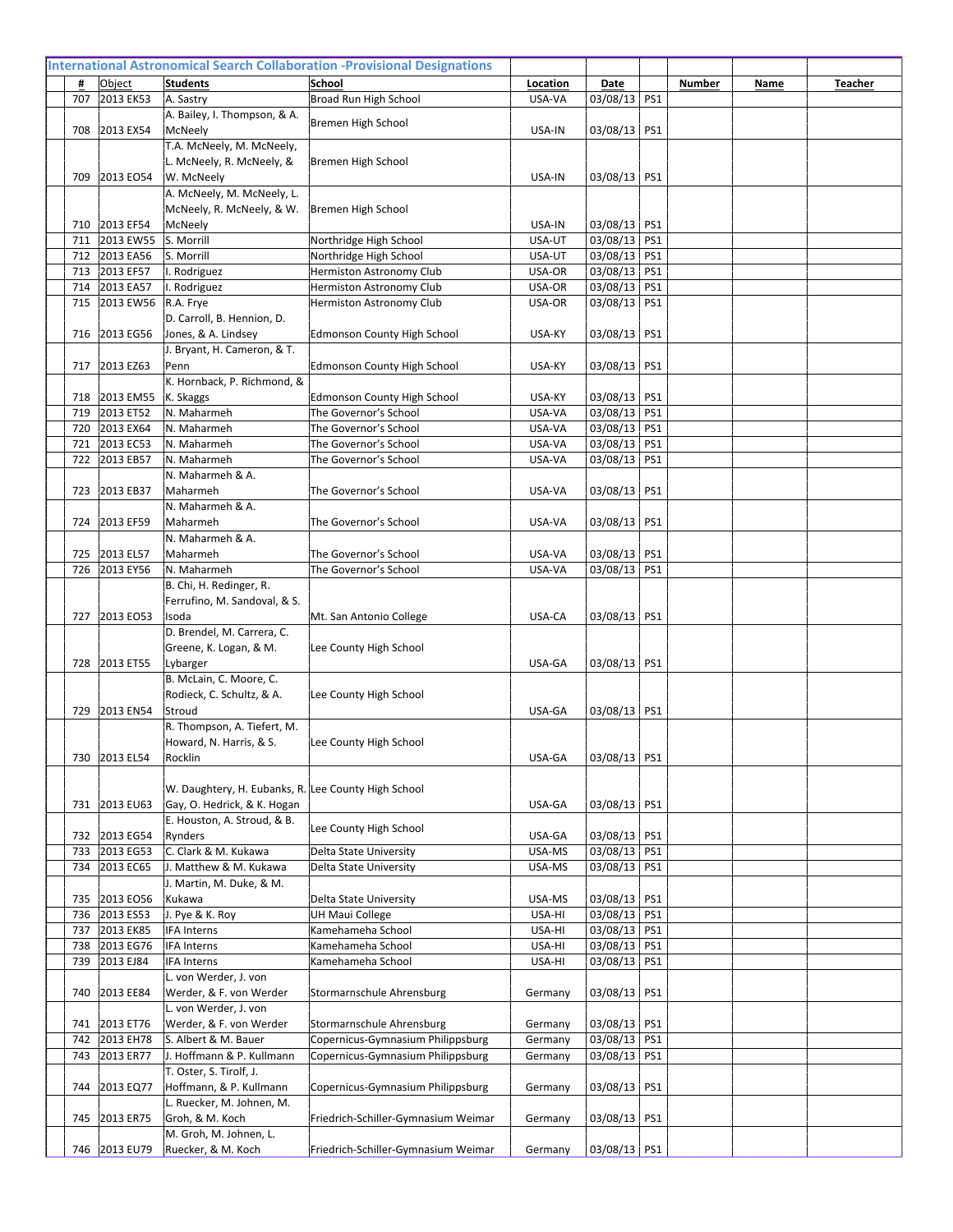## International Astronomical Search Collaboration -Provisional Designations

| # | Object | Students | School | Location | Date | | Number | Name | Teacher |
|---|---|---|---|---|---|---|---|---|---|
| 707 | 2013 EK53 | A. Sastry | Broad Run High School | USA-VA | 03/08/13 | PS1 | | | |
| 708 | 2013 EX54 | A. Bailey, I. Thompson, & A. McNeely | Bremen High School | USA-IN | 03/08/13 | PS1 | | | |
| 709 | 2013 EO54 | T.A. McNeely, M. McNeely, L. McNeely, R. McNeely, & W. McNeely | Bremen High School | USA-IN | 03/08/13 | PS1 | | | |
| 710 | 2013 EF54 | A. McNeely, M. McNeely, L. McNeely, R. McNeely, & W. McNeely | Bremen High School | USA-IN | 03/08/13 | PS1 | | | |
| 711 | 2013 EW55 | S. Morrill | Northridge High School | USA-UT | 03/08/13 | PS1 | | | |
| 712 | 2013 EA56 | S. Morrill | Northridge High School | USA-UT | 03/08/13 | PS1 | | | |
| 713 | 2013 EF57 | I. Rodriguez | Hermiston Astronomy Club | USA-OR | 03/08/13 | PS1 | | | |
| 714 | 2013 EA57 | I. Rodriguez | Hermiston Astronomy Club | USA-OR | 03/08/13 | PS1 | | | |
| 715 | 2013 EW56 | R.A. Frye | Hermiston Astronomy Club | USA-OR | 03/08/13 | PS1 | | | |
| 716 | 2013 EG56 | D. Carroll, B. Hennion, D. Jones, & A. Lindsey | Edmonson County High School | USA-KY | 03/08/13 | PS1 | | | |
| 717 | 2013 EZ63 | J. Bryant, H. Cameron, & T. Penn | Edmonson County High School | USA-KY | 03/08/13 | PS1 | | | |
| 718 | 2013 EM55 | K. Hornback, P. Richmond, & K. Skaggs | Edmonson County High School | USA-KY | 03/08/13 | PS1 | | | |
| 719 | 2013 ET52 | N. Maharmeh | The Governor's School | USA-VA | 03/08/13 | PS1 | | | |
| 720 | 2013 EX64 | N. Maharmeh | The Governor's School | USA-VA | 03/08/13 | PS1 | | | |
| 721 | 2013 EC53 | N. Maharmeh | The Governor's School | USA-VA | 03/08/13 | PS1 | | | |
| 722 | 2013 EB57 | N. Maharmeh | The Governor's School | USA-VA | 03/08/13 | PS1 | | | |
| 723 | 2013 EB37 | N. Maharmeh & A. Maharmeh | The Governor's School | USA-VA | 03/08/13 | PS1 | | | |
| 724 | 2013 EF59 | N. Maharmeh & A. Maharmeh | The Governor's School | USA-VA | 03/08/13 | PS1 | | | |
| 725 | 2013 EL57 | N. Maharmeh & A. Maharmeh | The Governor's School | USA-VA | 03/08/13 | PS1 | | | |
| 726 | 2013 EY56 | N. Maharmeh | The Governor's School | USA-VA | 03/08/13 | PS1 | | | |
| 727 | 2013 EO53 | B. Chi, H. Redinger, R. Ferrufino, M. Sandoval, & S. Isoda | Mt. San Antonio College | USA-CA | 03/08/13 | PS1 | | | |
| 728 | 2013 ET55 | D. Brendel, M. Carrera, C. Greene, K. Logan, & M. Lybarger | Lee County High School | USA-GA | 03/08/13 | PS1 | | | |
| 729 | 2013 EN54 | B. McLain, C. Moore, C. Rodieck, C. Schultz, & A. Stroud | Lee County High School | USA-GA | 03/08/13 | PS1 | | | |
| 730 | 2013 EL54 | R. Thompson, A. Tiefert, M. Howard, N. Harris, & S. Rocklin | Lee County High School | USA-GA | 03/08/13 | PS1 | | | |
| 731 | 2013 EU63 | W. Daughtery, H. Eubanks, R. Gay, O. Hedrick, & K. Hogan | Lee County High School | USA-GA | 03/08/13 | PS1 | | | |
| 732 | 2013 EG54 | E. Houston, A. Stroud, & B. Rynders | Lee County High School | USA-GA | 03/08/13 | PS1 | | | |
| 733 | 2013 EG53 | C. Clark & M. Kukawa | Delta State University | USA-MS | 03/08/13 | PS1 | | | |
| 734 | 2013 EC65 | J. Matthew & M. Kukawa | Delta State University | USA-MS | 03/08/13 | PS1 | | | |
| 735 | 2013 EO56 | J. Martin, M. Duke, & M. Kukawa | Delta State University | USA-MS | 03/08/13 | PS1 | | | |
| 736 | 2013 ES53 | J. Pye & K. Roy | UH Maui College | USA-HI | 03/08/13 | PS1 | | | |
| 737 | 2013 EK85 | IFA Interns | Kamehameha School | USA-HI | 03/08/13 | PS1 | | | |
| 738 | 2013 EG76 | IFA Interns | Kamehameha School | USA-HI | 03/08/13 | PS1 | | | |
| 739 | 2013 EJ84 | IFA Interns | Kamehameha School | USA-HI | 03/08/13 | PS1 | | | |
| 740 | 2013 EE84 | L. von Werder, J. von Werder, & F. von Werder | Stormarnschule Ahrensburg | Germany | 03/08/13 | PS1 | | | |
| 741 | 2013 ET76 | L. von Werder, J. von Werder, & F. von Werder | Stormarnschule Ahrensburg | Germany | 03/08/13 | PS1 | | | |
| 742 | 2013 EH78 | S. Albert & M. Bauer | Copernicus-Gymnasium Philippsburg | Germany | 03/08/13 | PS1 | | | |
| 743 | 2013 ER77 | J. Hoffmann & P. Kullmann | Copernicus-Gymnasium Philippsburg | Germany | 03/08/13 | PS1 | | | |
| 744 | 2013 EQ77 | T. Oster, S. Tirolf, J. Hoffmann, & P. Kullmann | Copernicus-Gymnasium Philippsburg | Germany | 03/08/13 | PS1 | | | |
| 745 | 2013 ER75 | L. Ruecker, M. Johnen, M. Groh, & M. Koch | Friedrich-Schiller-Gymnasium Weimar | Germany | 03/08/13 | PS1 | | | |
| 746 | 2013 EU79 | M. Groh, M. Johnen, L. Ruecker, & M. Koch | Friedrich-Schiller-Gymnasium Weimar | Germany | 03/08/13 | PS1 | | | |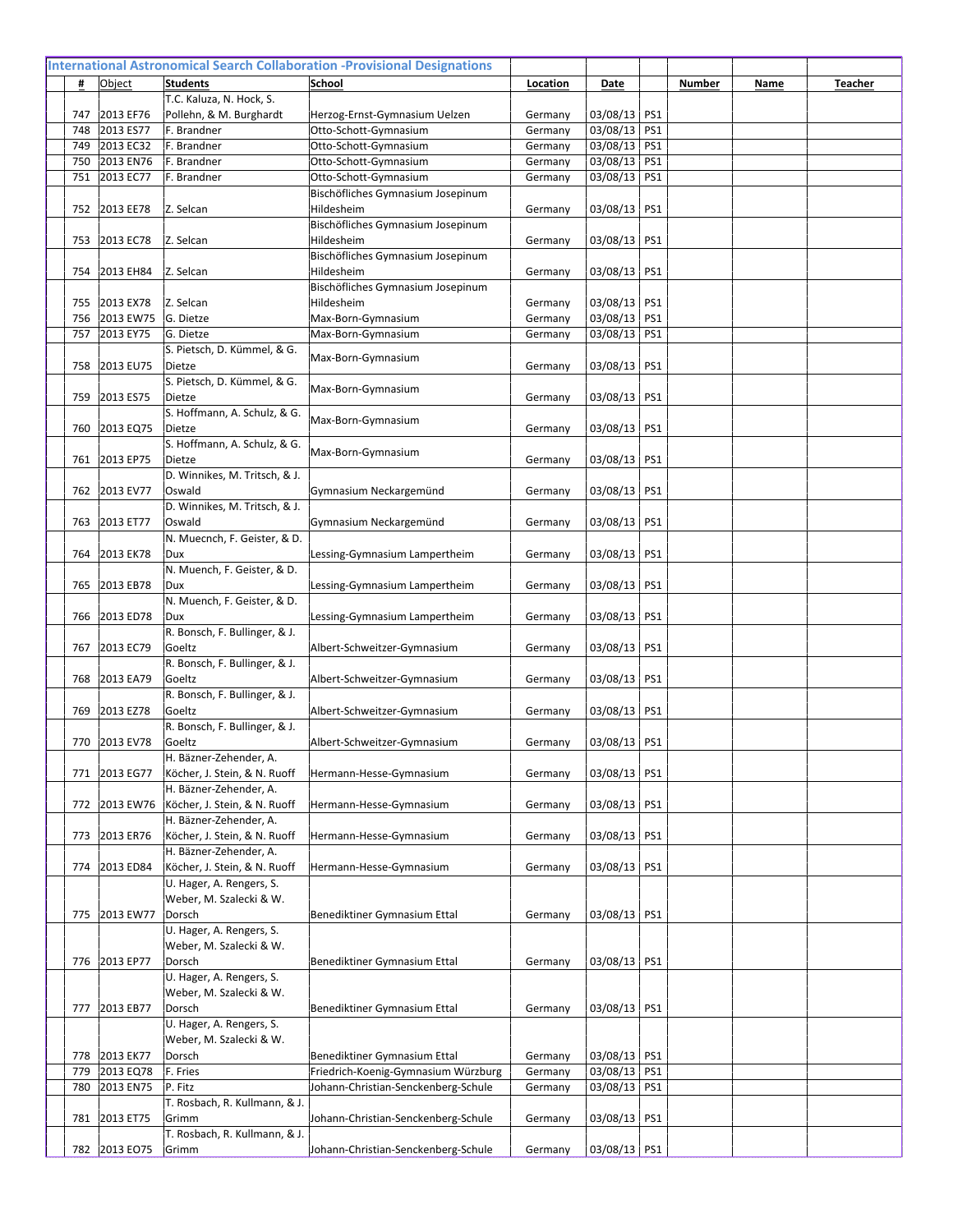## International Astronomical Search Collaboration -Provisional Designations

| # | Object | Students | School | Location | Date | | Number | Name | Teacher |
|---|---|---|---|---|---|---|---|---|---|
| 747 | 2013 EF76 | T.C. Kaluza, N. Hock, S. Pollehn, & M. Burghardt | Herzog-Ernst-Gymnasium Uelzen | Germany | 03/08/13 | PS1 | | | |
| 748 | 2013 ES77 | F. Brandner | Otto-Schott-Gymnasium | Germany | 03/08/13 | PS1 | | | |
| 749 | 2013 EC32 | F. Brandner | Otto-Schott-Gymnasium | Germany | 03/08/13 | PS1 | | | |
| 750 | 2013 EN76 | F. Brandner | Otto-Schott-Gymnasium | Germany | 03/08/13 | PS1 | | | |
| 751 | 2013 EC77 | F. Brandner | Otto-Schott-Gymnasium | Germany | 03/08/13 | PS1 | | | |
| 752 | 2013 EE78 | Z. Selcan | Bischöfliches Gymnasium Josepinum Hildesheim | Germany | 03/08/13 | PS1 | | | |
| 753 | 2013 EC78 | Z. Selcan | Bischöfliches Gymnasium Josepinum Hildesheim | Germany | 03/08/13 | PS1 | | | |
| 754 | 2013 EH84 | Z. Selcan | Bischöfliches Gymnasium Josepinum Hildesheim | Germany | 03/08/13 | PS1 | | | |
| 755 | 2013 EX78 | Z. Selcan | Bischöfliches Gymnasium Josepinum Hildesheim | Germany | 03/08/13 | PS1 | | | |
| 756 | 2013 EW75 | G. Dietze | Max-Born-Gymnasium | Germany | 03/08/13 | PS1 | | | |
| 757 | 2013 EY75 | G. Dietze | Max-Born-Gymnasium | Germany | 03/08/13 | PS1 | | | |
| 758 | 2013 EU75 | S. Pietsch, D. Kümmel, & G. Dietze | Max-Born-Gymnasium | Germany | 03/08/13 | PS1 | | | |
| 759 | 2013 ES75 | S. Pietsch, D. Kümmel, & G. Dietze | Max-Born-Gymnasium | Germany | 03/08/13 | PS1 | | | |
| 760 | 2013 EQ75 | S. Hoffmann, A. Schulz, & G. Dietze | Max-Born-Gymnasium | Germany | 03/08/13 | PS1 | | | |
| 761 | 2013 EP75 | S. Hoffmann, A. Schulz, & G. Dietze | Max-Born-Gymnasium | Germany | 03/08/13 | PS1 | | | |
| 762 | 2013 EV77 | D. Winnikes, M. Tritsch, & J. Oswald | Gymnasium Neckargemünd | Germany | 03/08/13 | PS1 | | | |
| 763 | 2013 ET77 | D. Winnikes, M. Tritsch, & J. Oswald | Gymnasium Neckargemünd | Germany | 03/08/13 | PS1 | | | |
| 764 | 2013 EK78 | N. Muecnch, F. Geister, & D. Dux | Lessing-Gymnasium Lampertheim | Germany | 03/08/13 | PS1 | | | |
| 765 | 2013 EB78 | N. Muench, F. Geister, & D. Dux | Lessing-Gymnasium Lampertheim | Germany | 03/08/13 | PS1 | | | |
| 766 | 2013 ED78 | N. Muench, F. Geister, & D. Dux | Lessing-Gymnasium Lampertheim | Germany | 03/08/13 | PS1 | | | |
| 767 | 2013 EC79 | R. Bonsch, F. Bullinger, & J. Goeltz | Albert-Schweitzer-Gymnasium | Germany | 03/08/13 | PS1 | | | |
| 768 | 2013 EA79 | R. Bonsch, F. Bullinger, & J. Goeltz | Albert-Schweitzer-Gymnasium | Germany | 03/08/13 | PS1 | | | |
| 769 | 2013 EZ78 | R. Bonsch, F. Bullinger, & J. Goeltz | Albert-Schweitzer-Gymnasium | Germany | 03/08/13 | PS1 | | | |
| 770 | 2013 EV78 | R. Bonsch, F. Bullinger, & J. Goeltz | Albert-Schweitzer-Gymnasium | Germany | 03/08/13 | PS1 | | | |
| 771 | 2013 EG77 | H. Bäzner-Zehender, A. Köcher, J. Stein, & N. Ruoff | Hermann-Hesse-Gymnasium | Germany | 03/08/13 | PS1 | | | |
| 772 | 2013 EW76 | H. Bäzner-Zehender, A. Köcher, J. Stein, & N. Ruoff | Hermann-Hesse-Gymnasium | Germany | 03/08/13 | PS1 | | | |
| 773 | 2013 ER76 | H. Bäzner-Zehender, A. Köcher, J. Stein, & N. Ruoff | Hermann-Hesse-Gymnasium | Germany | 03/08/13 | PS1 | | | |
| 774 | 2013 ED84 | H. Bäzner-Zehender, A. Köcher, J. Stein, & N. Ruoff | Hermann-Hesse-Gymnasium | Germany | 03/08/13 | PS1 | | | |
| 775 | 2013 EW77 | U. Hager, A. Rengers, S. Weber, M. Szalecki & W. Dorsch | Benediktiner Gymnasium Ettal | Germany | 03/08/13 | PS1 | | | |
| 776 | 2013 EP77 | U. Hager, A. Rengers, S. Weber, M. Szalecki & W. Dorsch | Benediktiner Gymnasium Ettal | Germany | 03/08/13 | PS1 | | | |
| 777 | 2013 EB77 | U. Hager, A. Rengers, S. Weber, M. Szalecki & W. Dorsch | Benediktiner Gymnasium Ettal | Germany | 03/08/13 | PS1 | | | |
| 778 | 2013 EK77 | U. Hager, A. Rengers, S. Weber, M. Szalecki & W. Dorsch | Benediktiner Gymnasium Ettal | Germany | 03/08/13 | PS1 | | | |
| 779 | 2013 EQ78 | F. Fries | Friedrich-Koenig-Gymnasium Würzburg | Germany | 03/08/13 | PS1 | | | |
| 780 | 2013 EN75 | P. Fitz | Johann-Christian-Senckenberg-Schule | Germany | 03/08/13 | PS1 | | | |
| 781 | 2013 ET75 | T. Rosbach, R. Kullmann, & J. Grimm | Johann-Christian-Senckenberg-Schule | Germany | 03/08/13 | PS1 | | | |
| 782 | 2013 EO75 | T. Rosbach, R. Kullmann, & J. Grimm | Johann-Christian-Senckenberg-Schule | Germany | 03/08/13 | PS1 | | | |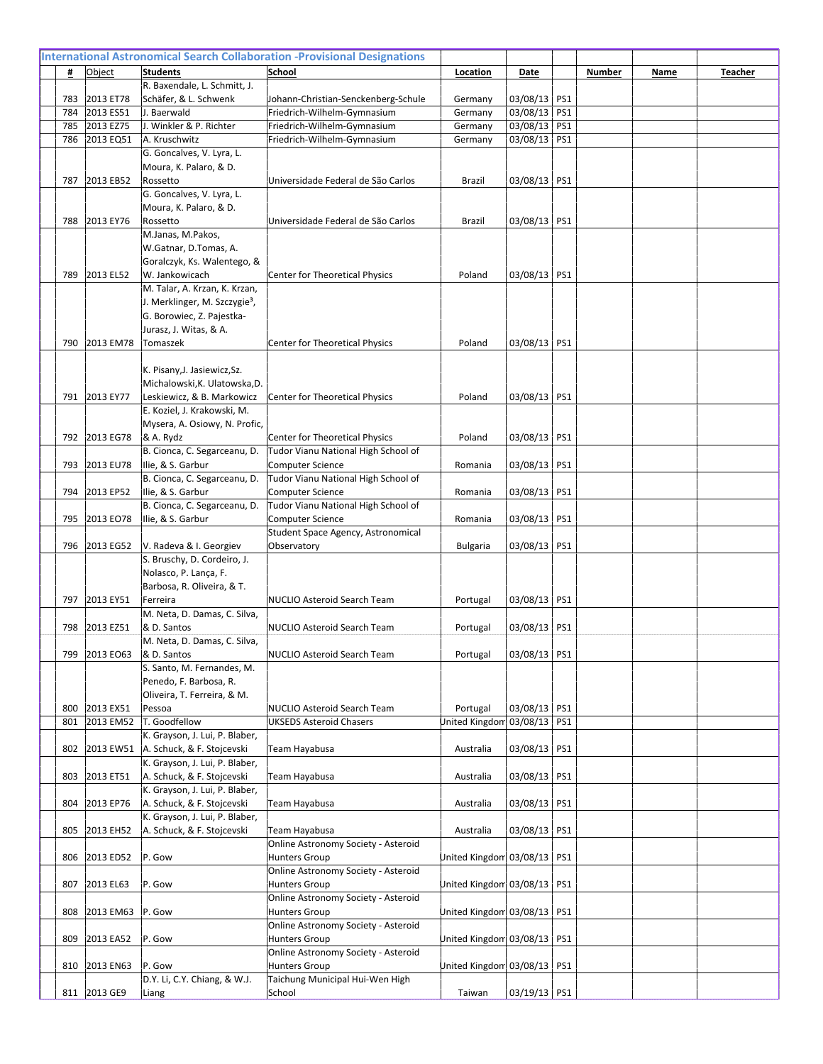## International Astronomical Search Collaboration -Provisional Designations

| # | Object | Students | School | Location | Date | | Number | Name | Teacher |
|---|---|---|---|---|---|---|---|---|---|
| 783 | 2013 ET78 | R. Baxendale, L. Schmitt, J. Schäfer, & L. Schwenk | Johann-Christian-Senckenberg-Schule | Germany | 03/08/13 | PS1 | | | |
| 784 | 2013 ES51 | J. Baerwald | Friedrich-Wilhelm-Gymnasium | Germany | 03/08/13 | PS1 | | | |
| 785 | 2013 EZ75 | J. Winkler & P. Richter | Friedrich-Wilhelm-Gymnasium | Germany | 03/08/13 | PS1 | | | |
| 786 | 2013 EQ51 | A. Kruschwitz | Friedrich-Wilhelm-Gymnasium | Germany | 03/08/13 | PS1 | | | |
| 787 | 2013 EB52 | G. Goncalves, V. Lyra, L. Moura, K. Palaro, & D. Rossetto | Universidade Federal de São Carlos | Brazil | 03/08/13 | PS1 | | | |
| 788 | 2013 EY76 | G. Goncalves, V. Lyra, L. Moura, K. Palaro, & D. Rossetto | Universidade Federal de São Carlos | Brazil | 03/08/13 | PS1 | | | |
| 789 | 2013 EL52 | M.Janas, M.Pakos, W.Gatnar, D.Tomas, A. Goralczyk, Ks. Walentego, & W. Jankowicach | Center for Theoretical Physics | Poland | 03/08/13 | PS1 | | | |
| 790 | 2013 EM78 | M. Talar, A. Krzan, K. Krzan, J. Merklinger, M. Szczygie³, G. Borowiec, Z. Pajestka-Jurasz, J. Witas, & A. Tomaszek | Center for Theoretical Physics | Poland | 03/08/13 | PS1 | | | |
| 791 | 2013 EY77 | K. Pisany,J. Jasiewicz,Sz. Michalowski,K. Ulatowska,D. Leskiewicz, & B. Markowicz | Center for Theoretical Physics | Poland | 03/08/13 | PS1 | | | |
| 792 | 2013 EG78 | E. Koziel, J. Krakowski, M. Mysera, A. Osiowy, N. Profic, & A. Rydz | Center for Theoretical Physics | Poland | 03/08/13 | PS1 | | | |
| 793 | 2013 EU78 | B. Cionca, C. Segarceanu, D. Ilie, & S. Garbur | Tudor Vianu National High School of Computer Science | Romania | 03/08/13 | PS1 | | | |
| 794 | 2013 EP52 | B. Cionca, C. Segarceanu, D. Ilie, & S. Garbur | Tudor Vianu National High School of Computer Science | Romania | 03/08/13 | PS1 | | | |
| 795 | 2013 EO78 | B. Cionca, C. Segarceanu, D. Ilie, & S. Garbur | Tudor Vianu National High School of Computer Science | Romania | 03/08/13 | PS1 | | | |
| 796 | 2013 EG52 | V. Radeva & I. Georgiev | Student Space Agency, Astronomical Observatory | Bulgaria | 03/08/13 | PS1 | | | |
| 797 | 2013 EY51 | S. Bruschy, D. Cordeiro, J. Nolasco, P. Lança, F. Barbosa, R. Oliveira, & T. Ferreira | NUCLIO Asteroid Search Team | Portugal | 03/08/13 | PS1 | | | |
| 798 | 2013 EZ51 | M. Neta, D. Damas, C. Silva, & D. Santos | NUCLIO Asteroid Search Team | Portugal | 03/08/13 | PS1 | | | |
| 799 | 2013 EO63 | M. Neta, D. Damas, C. Silva, & D. Santos | NUCLIO Asteroid Search Team | Portugal | 03/08/13 | PS1 | | | |
| 800 | 2013 EX51 | S. Santo, M. Fernandes, M. Penedo, F. Barbosa, R. Oliveira, T. Ferreira, & M. Pessoa | NUCLIO Asteroid Search Team | Portugal | 03/08/13 | PS1 | | | |
| 801 | 2013 EM52 | T. Goodfellow | UKSEDS Asteroid Chasers | United Kingdom | 03/08/13 | PS1 | | | |
| 802 | 2013 EW51 | K. Grayson, J. Lui, P. Blaber, A. Schuck, & F. Stojcevski | Team Hayabusa | Australia | 03/08/13 | PS1 | | | |
| 803 | 2013 ET51 | K. Grayson, J. Lui, P. Blaber, A. Schuck, & F. Stojcevski | Team Hayabusa | Australia | 03/08/13 | PS1 | | | |
| 804 | 2013 EP76 | K. Grayson, J. Lui, P. Blaber, A. Schuck, & F. Stojcevski | Team Hayabusa | Australia | 03/08/13 | PS1 | | | |
| 805 | 2013 EH52 | K. Grayson, J. Lui, P. Blaber, A. Schuck, & F. Stojcevski | Team Hayabusa | Australia | 03/08/13 | PS1 | | | |
| 806 | 2013 ED52 | P. Gow | Online Astronomy Society - Asteroid Hunters Group | United Kingdom | 03/08/13 | PS1 | | | |
| 807 | 2013 EL63 | P. Gow | Online Astronomy Society - Asteroid Hunters Group | United Kingdom | 03/08/13 | PS1 | | | |
| 808 | 2013 EM63 | P. Gow | Online Astronomy Society - Asteroid Hunters Group | United Kingdom | 03/08/13 | PS1 | | | |
| 809 | 2013 EA52 | P. Gow | Online Astronomy Society - Asteroid Hunters Group | United Kingdom | 03/08/13 | PS1 | | | |
| 810 | 2013 EN63 | P. Gow | Online Astronomy Society - Asteroid Hunters Group | United Kingdom | 03/08/13 | PS1 | | | |
| 811 | 2013 GE9 | D.Y. Li, C.Y. Chiang, & W.J. Liang | Taichung Municipal Hui-Wen High School | Taiwan | 03/19/13 | PS1 | | | |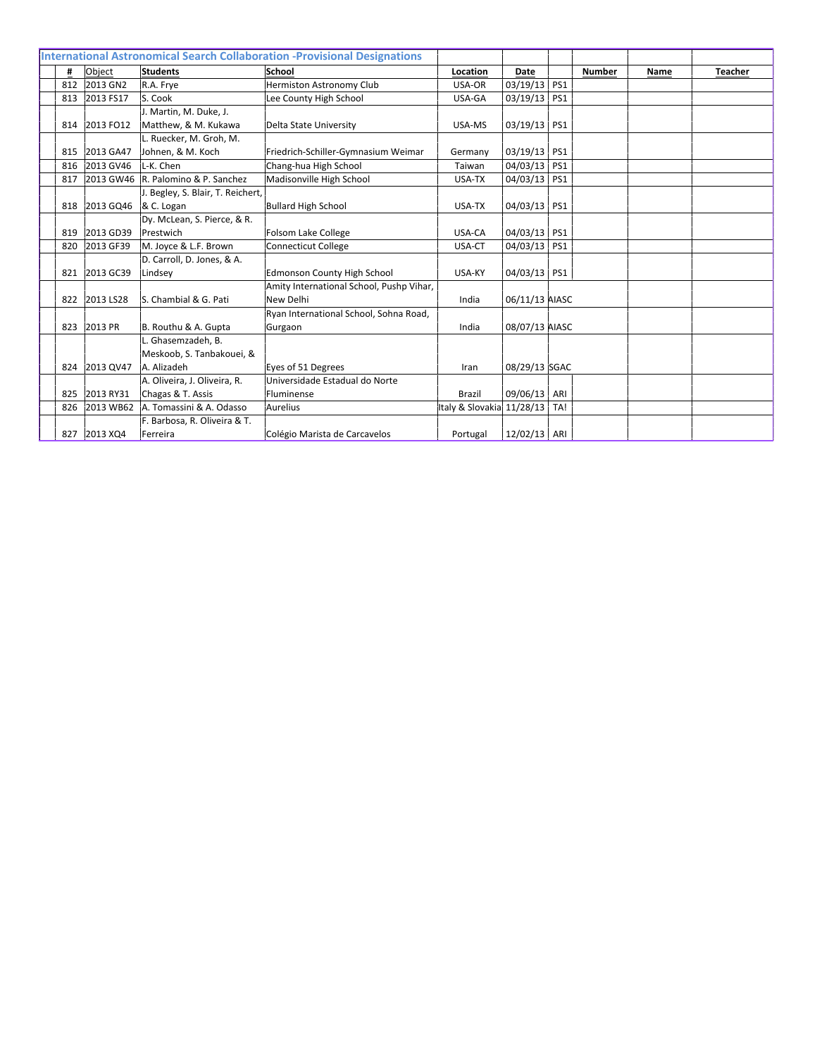**International Astronomical Search Collaboration -Provisional Designations**

| # | Object | Students | School | Location | Date | | Number | Name | Teacher |
|---|---|---|---|---|---|---|---|---|---|
| 812 | 2013 GN2 | R.A. Frye | Hermiston Astronomy Club | USA-OR | 03/19/13 | PS1 | | | |
| 813 | 2013 FS17 | S. Cook | Lee County High School | USA-GA | 03/19/13 | PS1 | | | |
| 814 | 2013 FO12 | J. Martin, M. Duke, J. Matthew, & M. Kukawa | Delta State University | USA-MS | 03/19/13 | PS1 | | | |
| 815 | 2013 GA47 | L. Ruecker, M. Groh, M. Johnen, & M. Koch | Friedrich-Schiller-Gymnasium Weimar | Germany | 03/19/13 | PS1 | | | |
| 816 | 2013 GV46 | L-K. Chen | Chang-hua High School | Taiwan | 04/03/13 | PS1 | | | |
| 817 | 2013 GW46 | R. Palomino & P. Sanchez | Madisonville High School | USA-TX | 04/03/13 | PS1 | | | |
| 818 | 2013 GQ46 | J. Begley, S. Blair, T. Reichert, & C. Logan | Bullard High School | USA-TX | 04/03/13 | PS1 | | | |
| 819 | 2013 GD39 | Dy. McLean, S. Pierce, & R. Prestwich | Folsom Lake College | USA-CA | 04/03/13 | PS1 | | | |
| 820 | 2013 GF39 | M. Joyce & L.F. Brown | Connecticut College | USA-CT | 04/03/13 | PS1 | | | |
| 821 | 2013 GC39 | D. Carroll, D. Jones, & A. Lindsey | Edmonson County High School | USA-KY | 04/03/13 | PS1 | | | |
| 822 | 2013 LS28 | S. Chambial & G. Pati | Amity International School, Pushp Vihar, New Delhi | India | 06/11/13 | AIASC | | | |
| 823 | 2013 PR | B. Routhu & A. Gupta | Ryan International School, Sohna Road, Gurgaon | India | 08/07/13 | AIASC | | | |
| 824 | 2013 QV47 | L. Ghasemzadeh, B. Meskoob, S. Tanbakouei, & A. Alizadeh | Eyes of 51 Degrees | Iran | 08/29/13 | SGAC | | | |
| 825 | 2013 RY31 | A. Oliveira, J. Oliveira, R. Chagas & T. Assis | Universidade Estadual do Norte Fluminense | Brazil | 09/06/13 | ARI | | | |
| 826 | 2013 WB62 | A. Tomassini & A. Odasso | Aurelius | Italy & Slovakia | 11/28/13 | TA! | | | |
| 827 | 2013 XQ4 | F. Barbosa, R. Oliveira & T. Ferreira | Colégio Marista de Carcavelos | Portugal | 12/02/13 | ARI | | | |